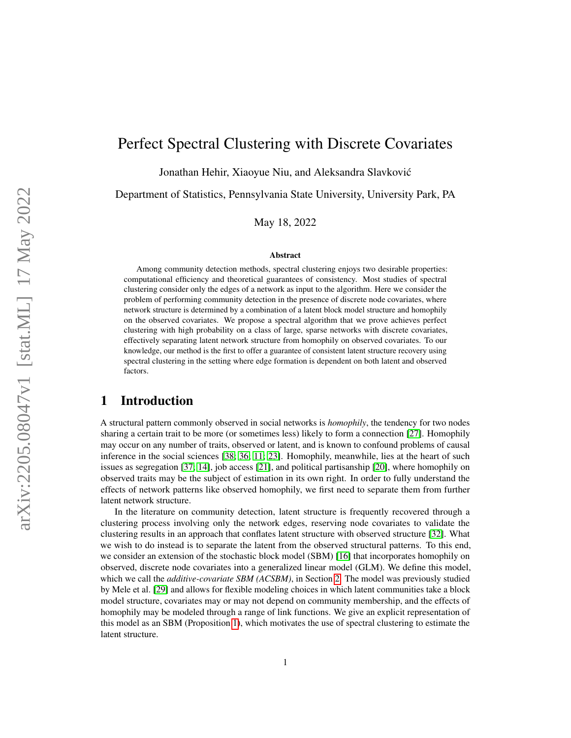# Perfect Spectral Clustering with Discrete Covariates

Jonathan Hehir, Xiaoyue Niu, and Aleksandra Slavković

Department of Statistics, Pennsylvania State University, University Park, PA

May 18, 2022

### Abstract

Among community detection methods, spectral clustering enjoys two desirable properties: computational efficiency and theoretical guarantees of consistency. Most studies of spectral clustering consider only the edges of a network as input to the algorithm. Here we consider the problem of performing community detection in the presence of discrete node covariates, where network structure is determined by a combination of a latent block model structure and homophily on the observed covariates. We propose a spectral algorithm that we prove achieves perfect clustering with high probability on a class of large, sparse networks with discrete covariates, effectively separating latent network structure from homophily on observed covariates. To our knowledge, our method is the first to offer a guarantee of consistent latent structure recovery using spectral clustering in the setting where edge formation is dependent on both latent and observed factors.

## 1 Introduction

A structural pattern commonly observed in social networks is *homophily*, the tendency for two nodes sharing a certain trait to be more (or sometimes less) likely to form a connection [27]. Homophily may occur on any number of traits, observed or latent, and is known to confound problems of causal inference in the social sciences [38, 36, 11, 23]. Homophily, meanwhile, lies at the heart of such issues as segregation [37, 14], job access [21], and political partisanship [20], where homophily on observed traits may be the subject of estimation in its own right. In order to fully understand the effects of network patterns like observed homophily, we first need to separate them from further latent network structure.

In the literature on community detection, latent structure is frequently recovered through a clustering process involving only the network edges, reserving node covariates to validate the clustering results in an approach that conflates latent structure with observed structure [32]. What we wish to do instead is to separate the latent from the observed structural patterns. To this end, we consider an extension of the stochastic block model (SBM) [16] that incorporates homophily on observed, discrete node covariates into a generalized linear model (GLM). We define this model, which we call the *additive-covariate SBM (ACSBM)*, in Section 2. The model was previously studied by Mele et al. [29] and allows for flexible modeling choices in which latent communities take a block model structure, covariates may or may not depend on community membership, and the effects of homophily may be modeled through a range of link functions. We give an explicit representation of this model as an SBM (Proposition 1), which motivates the use of spectral clustering to estimate the latent structure.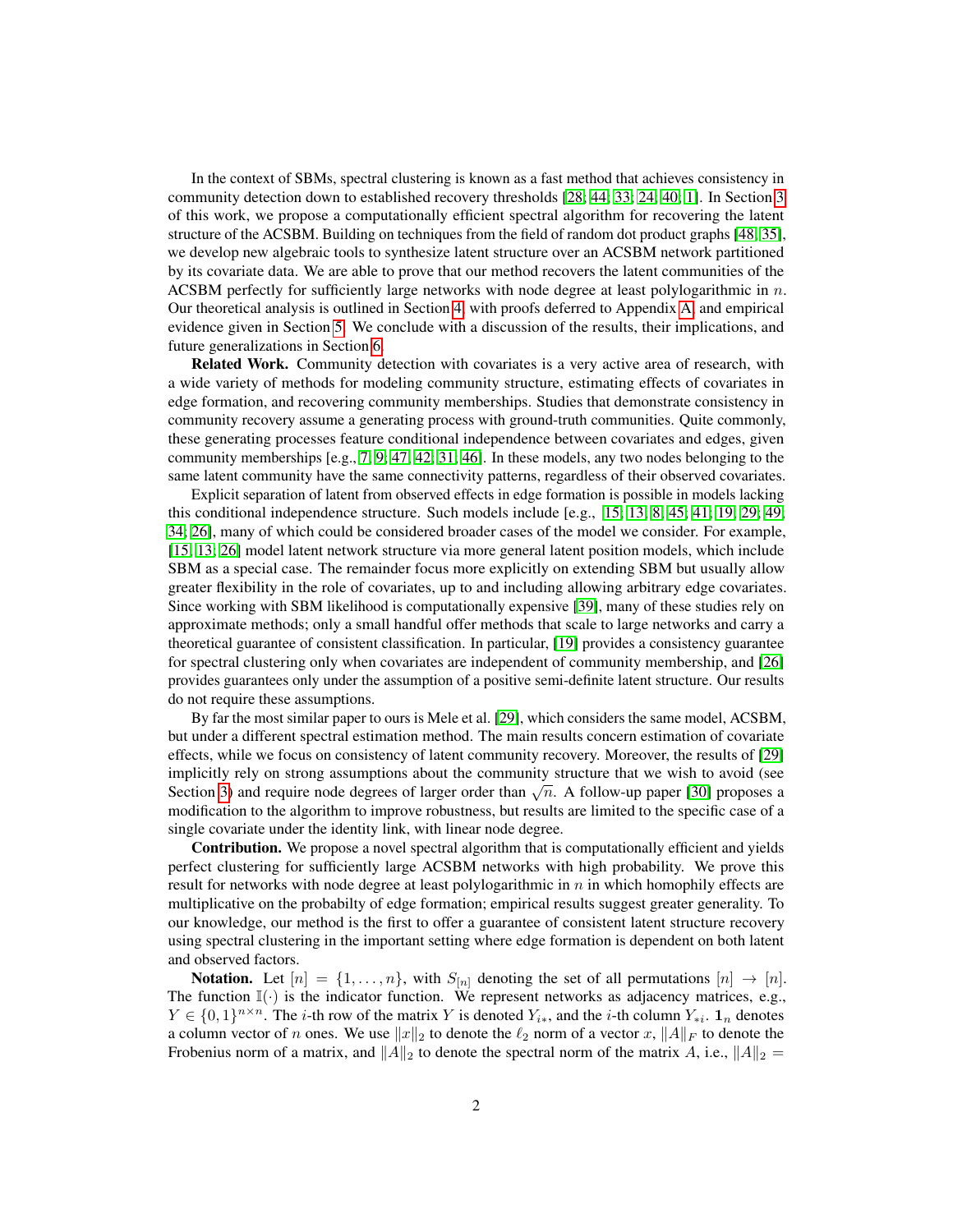In the context of SBMs, spectral clustering is known as a fast method that achieves consistency in community detection down to established recovery thresholds [28; 44; 33; 24; 40; 1]. In Section 3 of this work, we propose a computationally efficient spectral algorithm for recovering the latent structure of the ACSBM. Building on techniques from the field of random dot product graphs [48; 35], we develop new algebraic tools to synthesize latent structure over an ACSBM network partitioned by its covariate data. We are able to prove that our method recovers the latent communities of the ACSBM perfectly for sufficiently large networks with node degree at least polylogarithmic in $n$. Our theoretical analysis is outlined in Section 4, with proofs deferred to Appendix A, and empirical evidence given in Section 5. We conclude with a discussion of the results, their implications, and future generalizations in Section 6.

**Related Work.** Community detection with covariates is a very active area of research, with a wide variety of methods for modeling community structure, estimating effects of covariates in edge formation, and recovering community memberships. Studies that demonstrate consistency in community recovery assume a generating process with ground-truth communities. Quite commonly, these generating processes feature conditional independence between covariates and edges, given community memberships [e.g., 7; 9; 47; 42; 31; 46]. In these models, any two nodes belonging to the same latent community have the same connectivity patterns, regardless of their observed covariates.

Explicit separation of latent from observed effects in edge formation is possible in models lacking this conditional independence structure. Such models include [e.g., 15; 13; 8; 45; 41; 19; 29; 49; 34; 26], many of which could be considered broader cases of the model we consider. For example, [15; 13; 26] model latent network structure via more general latent position models, which include SBM as a special case. The remainder focus more explicitly on extending SBM but usually allow greater flexibility in the role of covariates, up to and including allowing arbitrary edge covariates. Since working with SBM likelihood is computationally expensive [39], many of these studies rely on approximate methods; only a small handful offer methods that scale to large networks and carry a theoretical guarantee of consistent classification. In particular, [19] provides a consistency guarantee for spectral clustering only when covariates are independent of community membership, and [26] provides guarantees only under the assumption of a positive semi-definite latent structure. Our results do not require these assumptions.

By far the most similar paper to ours is Mele et al. [29], which considers the same model, ACSBM, but under a different spectral estimation method. The main results concern estimation of covariate effects, while we focus on consistency of latent community recovery. Moreover, the results of [29] implicitly rely on strong assumptions about the community structure that we wish to avoid (see Section 3) and require node degrees of larger order than $\sqrt{n}$. A follow-up paper [30] proposes a modification to the algorithm to improve robustness, but results are limited to the specific case of a single covariate under the identity link, with linear node degree.

**Contribution.** We propose a novel spectral algorithm that is computationally efficient and yields perfect clustering for sufficiently large ACSBM networks with high probability. We prove this result for networks with node degree at least polylogarithmic in $n$ in which homophily effects are multiplicative on the probabilty of edge formation; empirical results suggest greater generality. To our knowledge, our method is the first to offer a guarantee of consistent latent structure recovery using spectral clustering in the important setting where edge formation is dependent on both latent and observed factors.

**Notation.** Let $[n] = \{1, \ldots, n\}$, with $S_{[n]}$ denoting the set of all permutations $[n] \to [n]$. The function $\mathbb{I}(\cdot)$ is the indicator function. We represent networks as adjacency matrices, e.g., $Y \in \{0,1\}^{n \times n}$. The $i$-th row of the matrix $Y$ is denoted $Y_{i*}$, and the $i$-th column $Y_{*i}$. $\mathbf{1}_n$ denotes a column vector of $n$ ones. We use $\|x\|_2$ to denote the $\ell_2$ norm of a vector $x$, $\|A\|_F$ to denote the Frobenius norm of a matrix, and $\|A\|_2$ to denote the spectral norm of the matrix $A$, i.e., $\|A\|_2 =$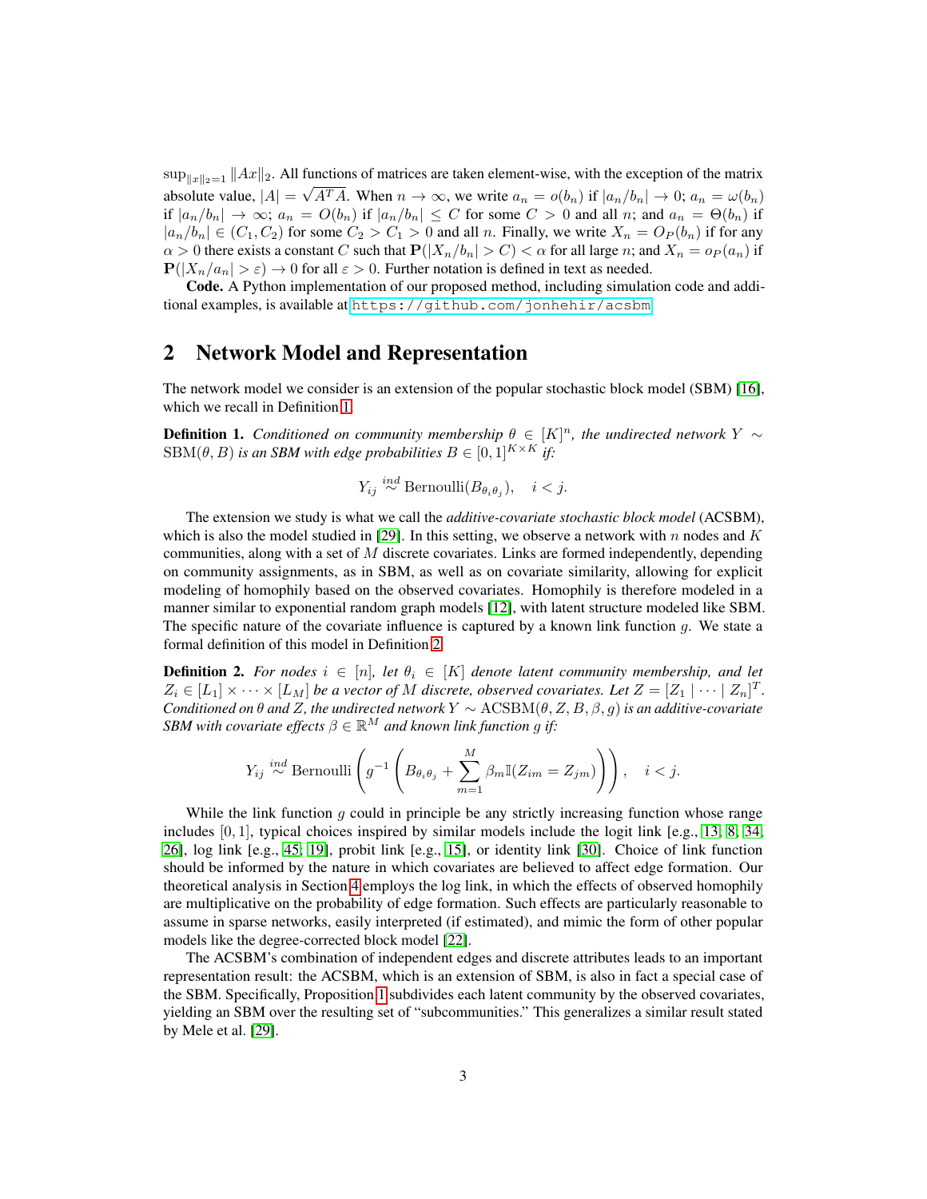$\sup_{\|x\|_2=1} \|Ax\|_2$. All functions of matrices are taken element-wise, with the exception of the matrix absolute value, $|A| = \sqrt{A^T A}$. When $n \to \infty$, we write $a_n = o(b_n)$ if $|a_n/b_n| \to 0$; $a_n = \omega(b_n)$ if $|a_n/b_n| \to \infty$; $a_n = O(b_n)$ if $|a_n/b_n| \leq C$ for some $C > 0$ and all $n$; and $a_n = \Theta(b_n)$ if $|a_n/b_n| \in (C_1, C_2)$ for some $C_2 > C_1 > 0$ and all $n$. Finally, we write $X_n = O_P(b_n)$ if for any $\alpha > 0$ there exists a constant $C$ such that $\mathbf{P}(|X_n/b_n| > C) < \alpha$ for all large $n$; and $X_n = o_P(a_n)$ if $\mathbf{P}(|X_n/a_n| > \varepsilon) \to 0$ for all $\varepsilon > 0$. Further notation is defined in text as needed.

**Code.** A Python implementation of our proposed method, including simulation code and additional examples, is available at https://github.com/jonhehir/acsbm.

## 2 Network Model and Representation

The network model we consider is an extension of the popular stochastic block model (SBM) [16], which we recall in Definition 1.

**Definition 1.** *Conditioned on community membership $\theta \in [K]^n$, the undirected network $Y \sim \mathrm{SBM}(\theta, B)$ is an SBM with edge probabilities $B \in [0,1]^{K \times K}$ if:*

$$Y_{ij} \overset{ind}{\sim} \mathrm{Bernoulli}(B_{\theta_i \theta_j}), \quad i < j.$$

The extension we study is what we call the *additive-covariate stochastic block model* (ACSBM), which is also the model studied in [29]. In this setting, we observe a network with $n$ nodes and $K$ communities, along with a set of $M$ discrete covariates. Links are formed independently, depending on community assignments, as in SBM, as well as on covariate similarity, allowing for explicit modeling of homophily based on the observed covariates. Homophily is therefore modeled in a manner similar to exponential random graph models [12], with latent structure modeled like SBM. The specific nature of the covariate influence is captured by a known link function $g$. We state a formal definition of this model in Definition 2.

**Definition 2.** *For nodes $i \in [n]$, let $\theta_i \in [K]$ denote latent community membership, and let $Z_i \in [L_1] \times \cdots \times [L_M]$ be a vector of $M$ discrete, observed covariates. Let $Z = [Z_1 \mid \cdots \mid Z_n]^T$. Conditioned on $\theta$ and $Z$, the undirected network $Y \sim \mathrm{ACSBM}(\theta, Z, B, \beta, g)$ is an additive-covariate SBM with covariate effects $\beta \in \mathbb{R}^M$ and known link function $g$ if:*

$$Y_{ij} \overset{ind}{\sim} \mathrm{Bernoulli}\left(g^{-1}\left(B_{\theta_i \theta_j} + \sum_{m=1}^{M} \beta_m \mathbb{I}(Z_{im} = Z_{jm})\right)\right), \quad i < j.$$

While the link function $g$ could in principle be any strictly increasing function whose range includes $[0,1]$, typical choices inspired by similar models include the logit link [e.g., 13, 8, 34, 26], log link [e.g., 45, 19], probit link [e.g., 15], or identity link [30]. Choice of link function should be informed by the nature in which covariates are believed to affect edge formation. Our theoretical analysis in Section 4 employs the log link, in which the effects of observed homophily are multiplicative on the probability of edge formation. Such effects are particularly reasonable to assume in sparse networks, easily interpreted (if estimated), and mimic the form of other popular models like the degree-corrected block model [22].

The ACSBM's combination of independent edges and discrete attributes leads to an important representation result: the ACSBM, which is an extension of SBM, is also in fact a special case of the SBM. Specifically, Proposition 1 subdivides each latent community by the observed covariates, yielding an SBM over the resulting set of "subcommunities." This generalizes a similar result stated by Mele et al. [29].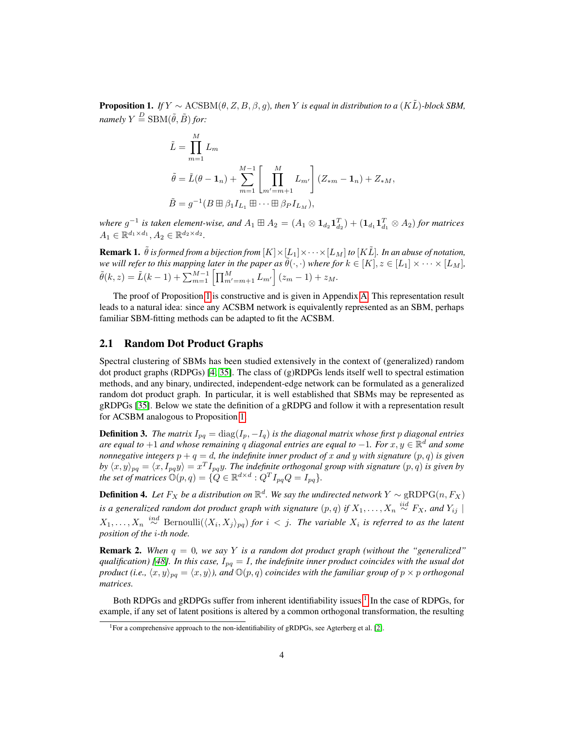**Proposition 1.** *If $Y \sim \mathrm{ACSBM}(\theta, Z, B, \beta, g)$, then $Y$ is equal in distribution to a $(K\tilde{L})$-block SBM, namely $Y \overset{D}{=} \mathrm{SBM}(\tilde{\theta}, \tilde{B})$ for:*

$$\tilde{L} = \prod_{m=1}^{M} L_m$$

$$\tilde{\theta} = \tilde{L}(\theta - \mathbf{1}_n) + \sum_{m=1}^{M-1} \left[ \prod_{m'=m+1}^{M} L_{m'} \right] (Z_{*m} - \mathbf{1}_n) + Z_{*M},$$

$$\tilde{B} = g^{-1}(B \boxplus \beta_1 I_{L_1} \boxplus \cdots \boxplus \beta_P I_{L_M}),$$

*where $g^{-1}$ is taken element-wise, and $A_1 \boxplus A_2 = (A_1 \otimes \mathbf{1}_{d_2}\mathbf{1}_{d_2}^T) + (\mathbf{1}_{d_1}\mathbf{1}_{d_1}^T \otimes A_2)$ for matrices $A_1 \in \mathbb{R}^{d_1 \times d_1}, A_2 \in \mathbb{R}^{d_2 \times d_2}$.*

**Remark 1.** *$\tilde{\theta}$ is formed from a bijection from $[K] \times [L_1] \times \cdots \times [L_M]$ to $[K\tilde{L}]$. In an abuse of notation, we will refer to this mapping later in the paper as $\tilde{\theta}(\cdot, \cdot)$ where for $k \in [K], z \in [L_1] \times \cdots \times [L_M]$, $\tilde{\theta}(k, z) = \tilde{L}(k-1) + \sum_{m=1}^{M-1} \left[ \prod_{m'=m+1}^{M} L_{m'} \right] (z_m - 1) + z_M$.*

The proof of Proposition 1 is constructive and is given in Appendix A. This representation result leads to a natural idea: since any ACSBM network is equivalently represented as an SBM, perhaps familiar SBM-fitting methods can be adapted to fit the ACSBM.

## 2.1 Random Dot Product Graphs

Spectral clustering of SBMs has been studied extensively in the context of (generalized) random dot product graphs (RDPGs) [4, 35]. The class of (g)RDPGs lends itself well to spectral estimation methods, and any binary, undirected, independent-edge network can be formulated as a generalized random dot product graph. In particular, it is well established that SBMs may be represented as gRDPGs [35]. Below we state the definition of a gRDPG and follow it with a representation result for ACSBM analogous to Proposition 1.

**Definition 3.** *The matrix $I_{pq} = \mathrm{diag}(I_p, -I_q)$ is the diagonal matrix whose first $p$ diagonal entries are equal to $+1$ and whose remaining $q$ diagonal entries are equal to $-1$. For $x, y \in \mathbb{R}^d$ and some nonnegative integers $p + q = d$, the indefinite inner product of $x$ and $y$ with signature $(p, q)$ is given by $\langle x, y \rangle_{pq} = \langle x, I_{pq} y \rangle = x^T I_{pq} y$. The indefinite orthogonal group with signature $(p, q)$ is given by the set of matrices $\mathbb{O}(p, q) = \{Q \in \mathbb{R}^{d \times d} : Q^T I_{pq} Q = I_{pq}\}$.*

**Definition 4.** *Let $F_X$ be a distribution on $\mathbb{R}^d$. We say the undirected network $Y \sim \mathrm{gRDPG}(n, F_X)$ is a generalized random dot product graph with signature $(p, q)$ if $X_1, \ldots, X_n \overset{iid}{\sim} F_X$, and $Y_{ij} \mid X_1, \ldots, X_n \overset{ind}{\sim} \mathrm{Bernoulli}(\langle X_i, X_j \rangle_{pq})$ for $i < j$. The variable $X_i$ is referred to as the latent position of the $i$-th node.*

**Remark 2.** *When $q = 0$, we say $Y$ is a random dot product graph (without the "generalized" qualification) [48]. In this case, $I_{pq} = I$, the indefinite inner product coincides with the usual dot product (i.e., $\langle x, y \rangle_{pq} = \langle x, y \rangle$), and $\mathbb{O}(p, q)$ coincides with the familiar group of $p \times p$ orthogonal matrices.*

Both RDPGs and gRDPGs suffer from inherent identifiability issues.[1] In the case of RDPGs, for example, if any set of latent positions is altered by a common orthogonal transformation, the resulting

[1] For a comprehensive approach to the non-identifiability of gRDPGs, see Agterberg et al. [2].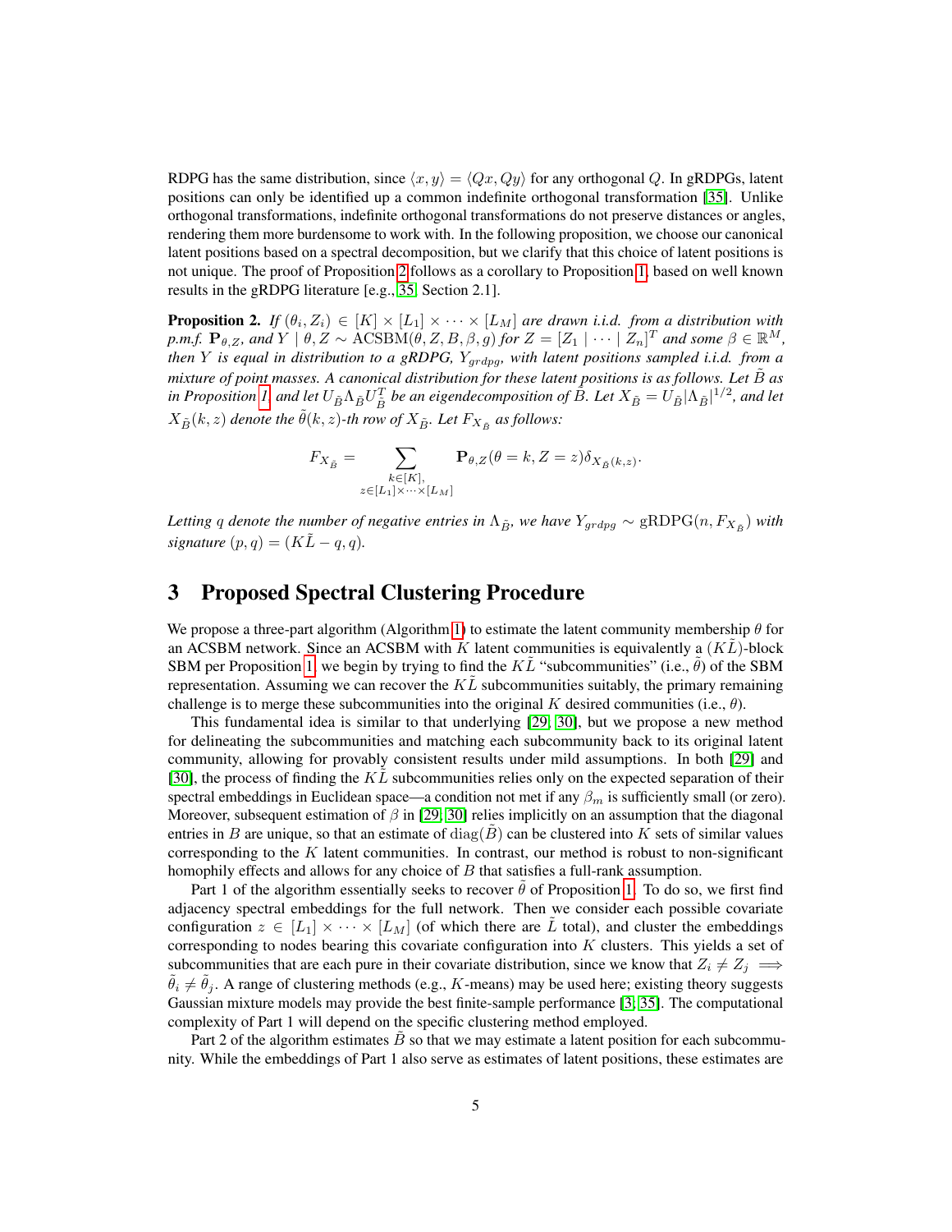RDPG has the same distribution, since $\langle x, y\rangle = \langle Qx, Qy\rangle$ for any orthogonal $Q$. In gRDPGs, latent positions can only be identified up a common indefinite orthogonal transformation [35]. Unlike orthogonal transformations, indefinite orthogonal transformations do not preserve distances or angles, rendering them more burdensome to work with. In the following proposition, we choose our canonical latent positions based on a spectral decomposition, but we clarify that this choice of latent positions is not unique. The proof of Proposition 2 follows as a corollary to Proposition 1, based on well known results in the gRDPG literature [e.g., 35, Section 2.1].

**Proposition 2.** *If $(\theta_i, Z_i) \in [K] \times [L_1] \times \cdots \times [L_M]$ are drawn i.i.d. from a distribution with p.m.f. $\mathbf{P}_{\theta,Z}$, and $Y \mid \theta, Z \sim \mathrm{ACSBM}(\theta, Z, B, \beta, g)$ for $Z = [Z_1 \mid \cdots \mid Z_n]^T$ and some $\beta \in \mathbb{R}^M$, then $Y$ is equal in distribution to a gRDPG, $Y_{grdpg}$, with latent positions sampled i.i.d. from a mixture of point masses. A canonical distribution for these latent positions is as follows. Let $\tilde{B}$ as in Proposition 1, and let $U_{\tilde{B}}\Lambda_{\tilde{B}}U_{\tilde{B}}^T$ be an eigendecomposition of $\tilde{B}$. Let $X_{\tilde{B}} = U_{\tilde{B}}|\Lambda_{\tilde{B}}|^{1/2}$, and let $X_{\tilde{B}}(k, z)$ denote the $\tilde{\theta}(k, z)$-th row of $X_{\tilde{B}}$. Let $F_{X_{\tilde{B}}}$ as follows:*

$$F_{X_{\tilde{B}}} = \sum_{\substack{k\in[K],\\ z\in[L_1]\times\cdots\times[L_M]}} \mathbf{P}_{\theta,Z}(\theta = k, Z = z)\delta_{X_{\tilde{B}}(k,z)}.$$

*Letting $q$ denote the number of negative entries in $\Lambda_{\tilde{B}}$, we have $Y_{grdpg} \sim \mathrm{gRDPG}(n, F_{X_{\tilde{B}}})$ with signature $(p, q) = (K\tilde{L} - q, q)$.*

# 3 Proposed Spectral Clustering Procedure

We propose a three-part algorithm (Algorithm 1) to estimate the latent community membership $\theta$ for an ACSBM network. Since an ACSBM with $K$ latent communities is equivalently a $(K\tilde{L})$-block SBM per Proposition 1, we begin by trying to find the $K\tilde{L}$ "subcommunities" (i.e., $\tilde{\theta}$) of the SBM representation. Assuming we can recover the $K\tilde{L}$ subcommunities suitably, the primary remaining challenge is to merge these subcommunities into the original $K$ desired communities (i.e., $\theta$).

This fundamental idea is similar to that underlying [29, 30], but we propose a new method for delineating the subcommunities and matching each subcommunity back to its original latent community, allowing for provably consistent results under mild assumptions. In both [29] and [30], the process of finding the $K\tilde{L}$ subcommunities relies only on the expected separation of their spectral embeddings in Euclidean space—a condition not met if any $\beta_m$ is sufficiently small (or zero). Moreover, subsequent estimation of $\beta$ in [29, 30] relies implicitly on an assumption that the diagonal entries in $B$ are unique, so that an estimate of $\mathrm{diag}(\tilde{B})$ can be clustered into $K$ sets of similar values corresponding to the $K$ latent communities. In contrast, our method is robust to non-significant homophily effects and allows for any choice of $B$ that satisfies a full-rank assumption.

Part 1 of the algorithm essentially seeks to recover $\tilde{\theta}$ of Proposition 1. To do so, we first find adjacency spectral embeddings for the full network. Then we consider each possible covariate configuration $z \in [L_1] \times \cdots \times [L_M]$ (of which there are $\tilde{L}$ total), and cluster the embeddings corresponding to nodes bearing this covariate configuration into $K$ clusters. This yields a set of subcommunities that are each pure in their covariate distribution, since we know that $Z_i \neq Z_j \implies \tilde{\theta}_i \neq \tilde{\theta}_j$. A range of clustering methods (e.g., $K$-means) may be used here; existing theory suggests Gaussian mixture models may provide the best finite-sample performance [3, 35]. The computational complexity of Part 1 will depend on the specific clustering method employed.

Part 2 of the algorithm estimates $\tilde{B}$ so that we may estimate a latent position for each subcommunity. While the embeddings of Part 1 also serve as estimates of latent positions, these estimates are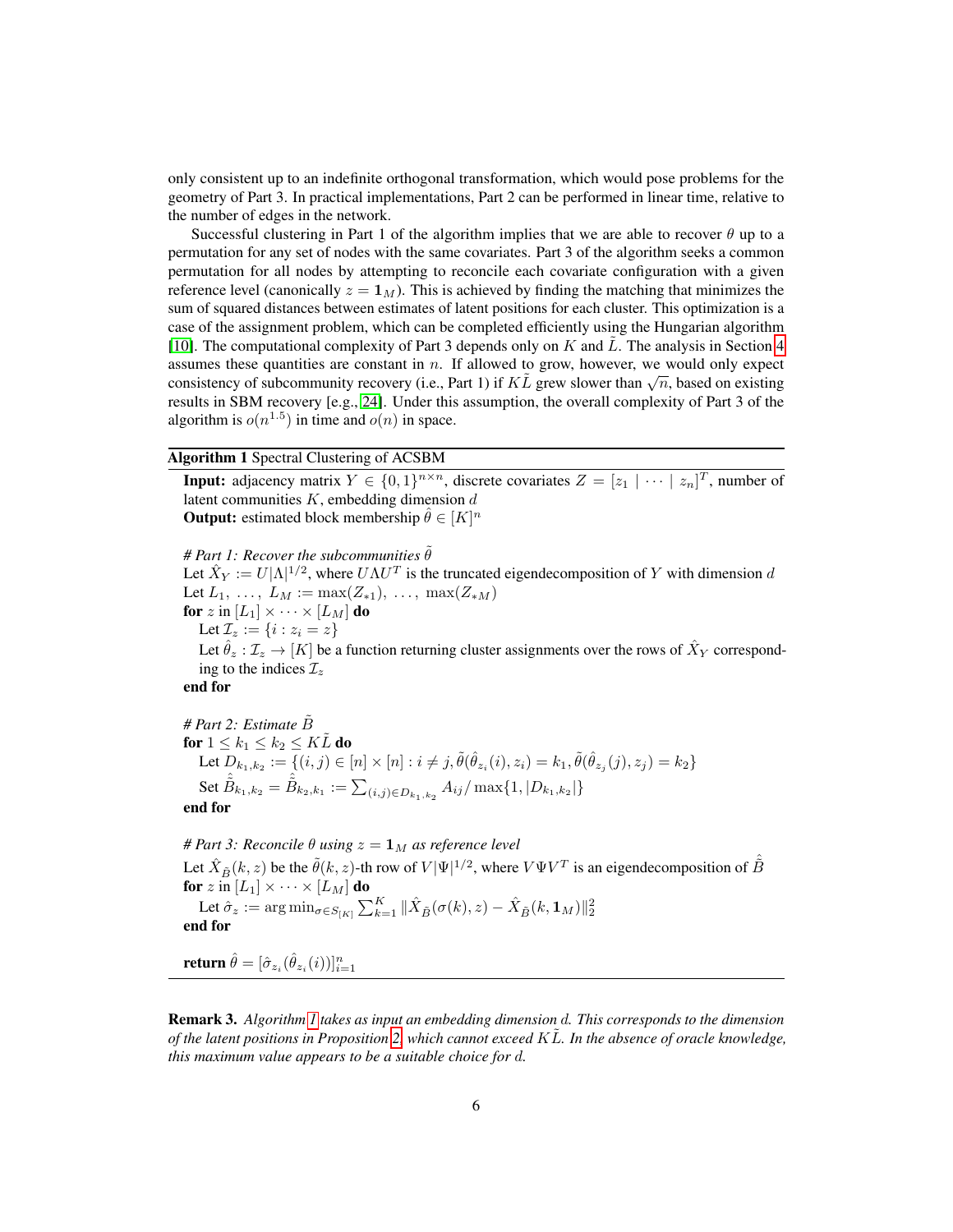only consistent up to an indefinite orthogonal transformation, which would pose problems for the geometry of Part 3. In practical implementations, Part 2 can be performed in linear time, relative to the number of edges in the network.

Successful clustering in Part 1 of the algorithm implies that we are able to recover $\theta$ up to a permutation for any set of nodes with the same covariates. Part 3 of the algorithm seeks a common permutation for all nodes by attempting to reconcile each covariate configuration with a given reference level (canonically $z = \mathbf{1}_M$). This is achieved by finding the matching that minimizes the sum of squared distances between estimates of latent positions for each cluster. This optimization is a case of the assignment problem, which can be completed efficiently using the Hungarian algorithm [10]. The computational complexity of Part 3 depends only on $K$ and $\tilde{L}$. The analysis in Section 4 assumes these quantities are constant in $n$. If allowed to grow, however, we would only expect consistency of subcommunity recovery (i.e., Part 1) if $K\tilde{L}$ grew slower than $\sqrt{n}$, based on existing results in SBM recovery [e.g., [24]]. Under this assumption, the overall complexity of Part 3 of the algorithm is $o(n^{1.5})$ in time and $o(n)$ in space.

---

**Algorithm 1** Spectral Clustering of ACSBM

---

**Input:** adjacency matrix $Y \in \{0,1\}^{n\times n}$, discrete covariates $Z = [z_1 \mid \cdots \mid z_n]^T$, number of latent communities $K$, embedding dimension $d$
**Output:** estimated block membership $\hat{\theta} \in [K]^n$

*# Part 1: Recover the subcommunities $\tilde{\theta}$*
Let $\hat{X}_Y := U|\Lambda|^{1/2}$, where $U\Lambda U^T$ is the truncated eigendecomposition of $Y$ with dimension $d$
Let $L_1, \ldots, L_M := \max(Z_{*1}), \ldots, \max(Z_{*M})$
**for** $z$ in $[L_1] \times \cdots \times [L_M]$ **do**
  Let $\mathcal{I}_z := \{i : z_i = z\}$
  Let $\hat{\theta}_z : \mathcal{I}_z \to [K]$ be a function returning cluster assignments over the rows of $\hat{X}_Y$ corresponding to the indices $\mathcal{I}_z$
**end for**

*# Part 2: Estimate $\tilde{B}$*
**for** $1 \leq k_1 \leq k_2 \leq K\tilde{L}$ **do**
  Let $D_{k_1,k_2} := \{(i,j) \in [n]\times[n] : i \neq j, \tilde{\theta}(\hat{\theta}_{z_i}(i), z_i) = k_1, \tilde{\theta}(\hat{\theta}_{z_j}(j), z_j) = k_2\}$
  Set $\hat{\tilde{B}}_{k_1,k_2} = \hat{\tilde{B}}_{k_2,k_1} := \sum_{(i,j)\in D_{k_1,k_2}} A_{ij} / \max\{1, |D_{k_1,k_2}|\}$
**end for**

*# Part 3: Reconcile $\theta$ using $z = \mathbf{1}_M$ as reference level*
Let $\hat{X}_{\tilde{B}}(k,z)$ be the $\tilde{\theta}(k,z)$-th row of $V|\Psi|^{1/2}$, where $V\Psi V^T$ is an eigendecomposition of $\hat{\tilde{B}}$
**for** $z$ in $[L_1] \times \cdots \times [L_M]$ **do**
  Let $\hat{\sigma}_z := \arg\min_{\sigma\in S_{[K]}} \sum_{k=1}^K \|\hat{X}_{\tilde{B}}(\sigma(k), z) - \hat{X}_{\tilde{B}}(k, \mathbf{1}_M)\|_2^2$
**end for**

**return** $\hat{\theta} = [\hat{\sigma}_{z_i}(\hat{\theta}_{z_i}(i))]_{i=1}^n$

---

**Remark 3.** *Algorithm 1 takes as input an embedding dimension $d$. This corresponds to the dimension of the latent positions in Proposition 2, which cannot exceed $K\tilde{L}$. In the absence of oracle knowledge, this maximum value appears to be a suitable choice for $d$.*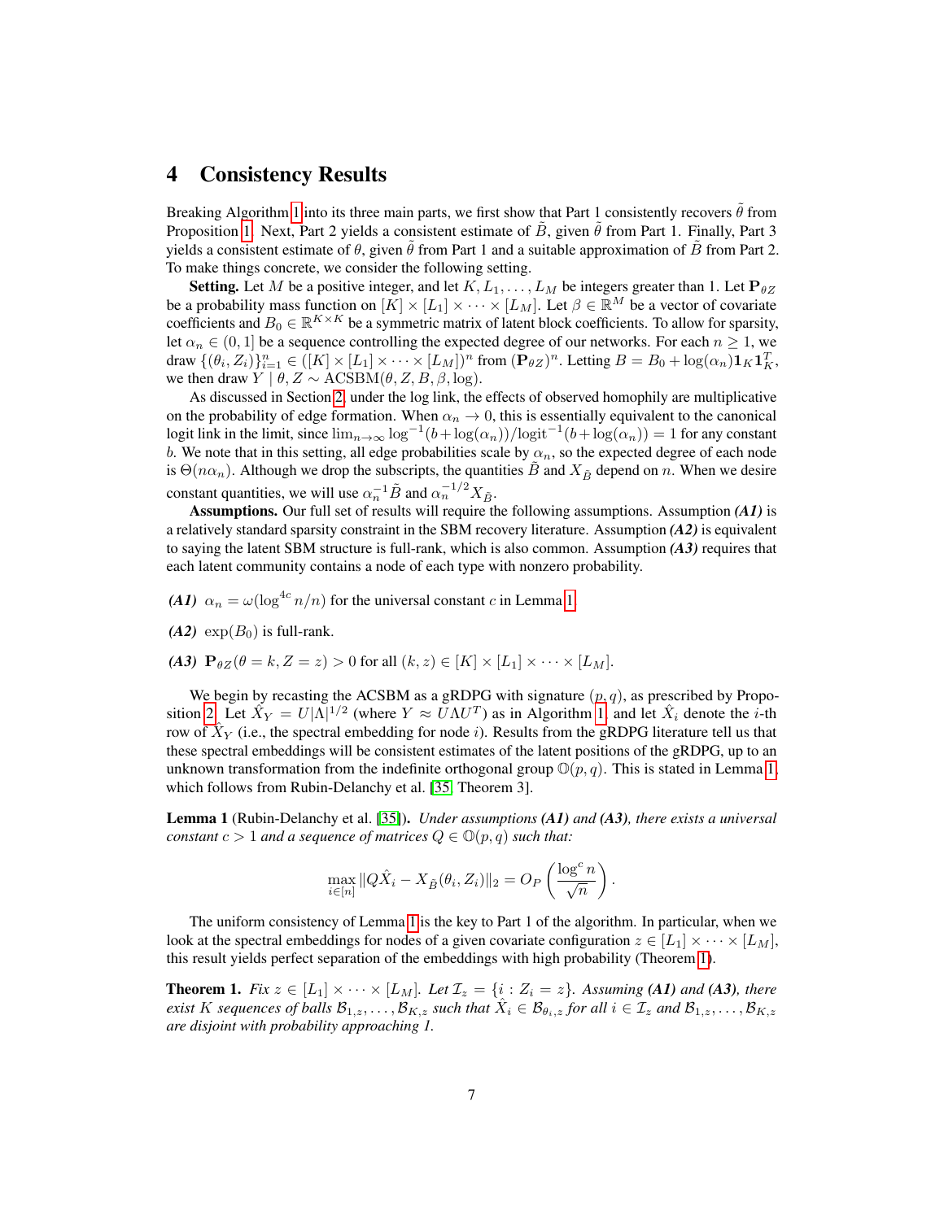## 4 Consistency Results

Breaking Algorithm 1 into its three main parts, we first show that Part 1 consistently recovers $\tilde{\theta}$ from Proposition 1. Next, Part 2 yields a consistent estimate of $\tilde{B}$, given $\tilde{\theta}$ from Part 1. Finally, Part 3 yields a consistent estimate of $\theta$, given $\tilde{\theta}$ from Part 1 and a suitable approximation of $\tilde{B}$ from Part 2. To make things concrete, we consider the following setting.

**Setting.** Let $M$ be a positive integer, and let $K, L_1, \ldots, L_M$ be integers greater than 1. Let $\mathbf{P}_{\theta Z}$ be a probability mass function on $[K] \times [L_1] \times \cdots \times [L_M]$. Let $\beta \in \mathbb{R}^M$ be a vector of covariate coefficients and $B_0 \in \mathbb{R}^{K \times K}$ be a symmetric matrix of latent block coefficients. To allow for sparsity, let $\alpha_n \in (0, 1]$ be a sequence controlling the expected degree of our networks. For each $n \geq 1$, we draw $\{(\theta_i, Z_i)\}_{i=1}^n \in ([K] \times [L_1] \times \cdots \times [L_M])^n$ from $(\mathbf{P}_{\theta Z})^n$. Letting $B = B_0 + \log(\alpha_n) \mathbf{1}_K \mathbf{1}_K^T$, we then draw $Y \mid \theta, Z \sim \text{ACSBM}(\theta, Z, B, \beta, \log)$.

As discussed in Section 2, under the log link, the effects of observed homophily are multiplicative on the probability of edge formation. When $\alpha_n \to 0$, this is essentially equivalent to the canonical logit link in the limit, since $\lim_{n\to\infty} \log^{-1}(b + \log(\alpha_n))/\text{logit}^{-1}(b + \log(\alpha_n)) = 1$ for any constant $b$. We note that in this setting, all edge probabilities scale by $\alpha_n$, so the expected degree of each node is $\Theta(n\alpha_n)$. Although we drop the subscripts, the quantities $\tilde{B}$ and $X_{\tilde{B}}$ depend on $n$. When we desire constant quantities, we will use $\alpha_n^{-1}\tilde{B}$ and $\alpha_n^{-1/2} X_{\tilde{B}}$.

**Assumptions.** Our full set of results will require the following assumptions. Assumption ***(A1)*** is a relatively standard sparsity constraint in the SBM recovery literature. Assumption ***(A2)*** is equivalent to saying the latent SBM structure is full-rank, which is also common. Assumption ***(A3)*** requires that each latent community contains a node of each type with nonzero probability.

***(A1)*** $\alpha_n = \omega(\log^{4c} n/n)$ for the universal constant $c$ in Lemma 1.

***(A2)*** $\exp(B_0)$ is full-rank.

***(A3)*** $\mathbf{P}_{\theta Z}(\theta = k, Z = z) > 0$ for all $(k, z) \in [K] \times [L_1] \times \cdots \times [L_M]$.

We begin by recasting the ACSBM as a gRDPG with signature $(p, q)$, as prescribed by Proposition 2. Let $\hat{X}_Y = U|\Lambda|^{1/2}$ (where $Y \approx U\Lambda U^T$) as in Algorithm 1, and let $\hat{X}_i$ denote the $i$-th row of $\hat{X}_Y$ (i.e., the spectral embedding for node $i$). Results from the gRDPG literature tell us that these spectral embeddings will be consistent estimates of the latent positions of the gRDPG, up to an unknown transformation from the indefinite orthogonal group $\mathbb{O}(p, q)$. This is stated in Lemma 1, which follows from Rubin-Delanchy et al. [35, Theorem 3].

**Lemma 1** (Rubin-Delanchy et al. [35]). *Under assumptions **(A1)** and **(A3)**, there exists a universal constant $c > 1$ and a sequence of matrices $Q \in \mathbb{O}(p, q)$ such that:*

$$\max_{i \in [n]} \|Q\hat{X}_i - X_{\tilde{B}}(\theta_i, Z_i)\|_2 = O_P\left(\frac{\log^c n}{\sqrt{n}}\right).$$

The uniform consistency of Lemma 1 is the key to Part 1 of the algorithm. In particular, when we look at the spectral embeddings for nodes of a given covariate configuration $z \in [L_1] \times \cdots \times [L_M]$, this result yields perfect separation of the embeddings with high probability (Theorem 1).

**Theorem 1.** *Fix $z \in [L_1] \times \cdots \times [L_M]$. Let $\mathcal{I}_z = \{i : Z_i = z\}$. Assuming **(A1)** and **(A3)**, there exist $K$ sequences of balls $\mathcal{B}_{1,z}, \ldots, \mathcal{B}_{K,z}$ such that $\hat{X}_i \in \mathcal{B}_{\theta_i,z}$ for all $i \in \mathcal{I}_z$ and $\mathcal{B}_{1,z}, \ldots, \mathcal{B}_{K,z}$ are disjoint with probability approaching 1.*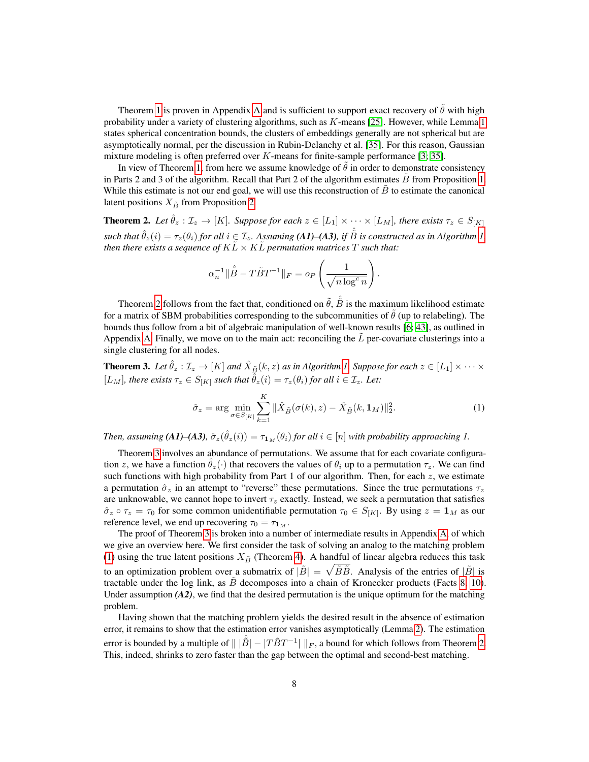Theorem 1 is proven in Appendix A and is sufficient to support exact recovery of $\tilde{\theta}$ with high probability under a variety of clustering algorithms, such as $K$-means [25]. However, while Lemma 1 states spherical concentration bounds, the clusters of embeddings generally are not spherical but are asymptotically normal, per the discussion in Rubin-Delanchy et al. [35]. For this reason, Gaussian mixture modeling is often preferred over $K$-means for finite-sample performance [3, 35].

In view of Theorem 1, from here we assume knowledge of $\tilde{\theta}$ in order to demonstrate consistency in Parts 2 and 3 of the algorithm. Recall that Part 2 of the algorithm estimates $\tilde{B}$ from Proposition 1. While this estimate is not our end goal, we will use this reconstruction of $\tilde{B}$ to estimate the canonical latent positions $X_{\tilde{B}}$ from Proposition 2.

**Theorem 2.** *Let $\hat{\theta}_z : \mathcal{I}_z \to [K]$. Suppose for each $z \in [L_1] \times \cdots \times [L_M]$, there exists $\tau_z \in S_{[K]}$ such that $\hat{\theta}_z(i) = \tau_z(\theta_i)$ for all $i \in \mathcal{I}_z$. Assuming **(A1)–(A3)**, if $\hat{\tilde{B}}$ is constructed as in Algorithm 1, then there exists a sequence of $K\tilde{L} \times K\tilde{L}$ permutation matrices $T$ such that:*

$$\alpha_n^{-1} \|\hat{\tilde{B}} - T\tilde{B}T^{-1}\|_F = o_P\left(\frac{1}{\sqrt{n \log^c n}}\right).$$

Theorem 2 follows from the fact that, conditioned on $\tilde{\theta}$, $\hat{\tilde{B}}$ is the maximum likelihood estimate for a matrix of SBM probabilities corresponding to the subcommunities of $\tilde{\theta}$ (up to relabeling). The bounds thus follow from a bit of algebraic manipulation of well-known results [6, 43], as outlined in Appendix A. Finally, we move on to the main act: reconciling the $\tilde{L}$ per-covariate clusterings into a single clustering for all nodes.

**Theorem 3.** *Let $\hat{\theta}_z : \mathcal{I}_z \to [K]$ and $\hat{X}_{\tilde{B}}(k, z)$ as in Algorithm 1. Suppose for each $z \in [L_1] \times \cdots \times [L_M]$, there exists $\tau_z \in S_{[K]}$ such that $\hat{\theta}_z(i) = \tau_z(\theta_i)$ for all $i \in \mathcal{I}_z$. Let:*

$$\hat{\sigma}_z = \arg\min_{\sigma \in S_{[K]}} \sum_{k=1}^{K} \|\hat{X}_{\tilde{B}}(\sigma(k), z) - \hat{X}_{\tilde{B}}(k, \mathbf{1}_M)\|_2^2. \tag{1}$$

*Then, assuming **(A1)–(A3)**, $\hat{\sigma}_z(\hat{\theta}_z(i)) = \tau_{\mathbf{1}_M}(\theta_i)$ for all $i \in [n]$ with probability approaching 1.*

Theorem 3 involves an abundance of permutations. We assume that for each covariate configuration $z$, we have a function $\hat{\theta}_z(\cdot)$ that recovers the values of $\theta_i$ up to a permutation $\tau_z$. We can find such functions with high probability from Part 1 of our algorithm. Then, for each $z$, we estimate a permutation $\hat{\sigma}_z$ in an attempt to "reverse" these permutations. Since the true permutations $\tau_z$ are unknowable, we cannot hope to invert $\tau_z$ exactly. Instead, we seek a permutation that satisfies $\hat{\sigma}_z \circ \tau_z = \tau_0$ for some common unidentifiable permutation $\tau_0 \in S_{[K]}$. By using $z = \mathbf{1}_M$ as our reference level, we end up recovering $\tau_0 = \tau_{\mathbf{1}_M}$.

The proof of Theorem 3 is broken into a number of intermediate results in Appendix A, of which we give an overview here. We first consider the task of solving an analog to the matching problem (1) using the true latent positions $X_{\tilde{B}}$ (Theorem 4). A handful of linear algebra reduces this task to an optimization problem over a submatrix of $|\tilde{B}| = \sqrt{\tilde{B}\tilde{B}}$. Analysis of the entries of $|\tilde{B}|$ is tractable under the log link, as $\tilde{B}$ decomposes into a chain of Kronecker products (Facts 8, 10). Under assumption ***(A2)***, we find that the desired permutation is the unique optimum for the matching problem.

Having shown that the matching problem yields the desired result in the absence of estimation error, it remains to show that the estimation error vanishes asymptotically (Lemma 2). The estimation error is bounded by a multiple of $\| \, |\hat{\tilde{B}}| - |T\tilde{B}T^{-1}| \, \|_F$, a bound for which follows from Theorem 2. This, indeed, shrinks to zero faster than the gap between the optimal and second-best matching.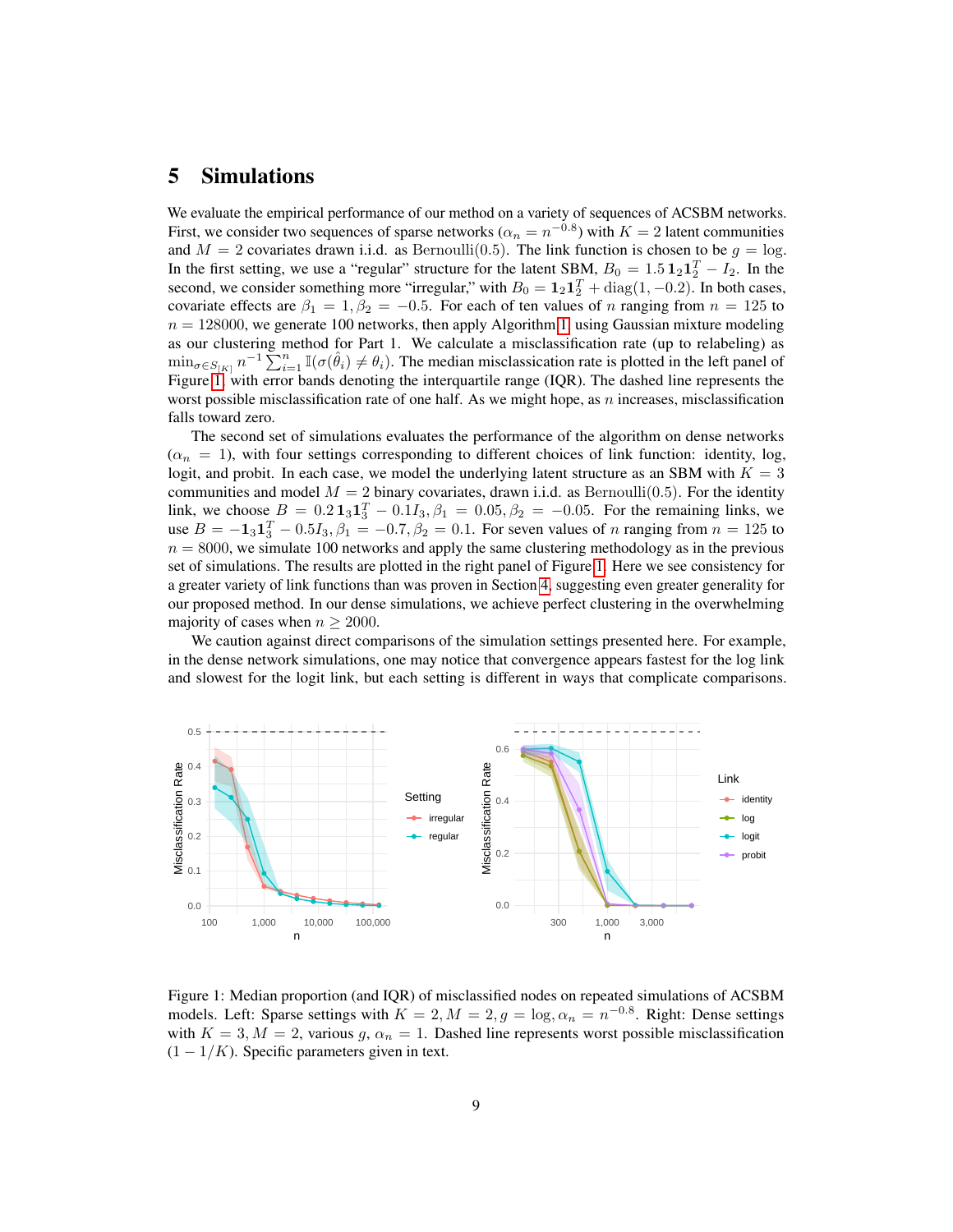# 5 Simulations

We evaluate the empirical performance of our method on a variety of sequences of ACSBM networks. First, we consider two sequences of sparse networks ($\alpha_n = n^{-0.8}$) with $K = 2$ latent communities and $M = 2$ covariates drawn i.i.d. as Bernoulli(0.5). The link function is chosen to be $g = \log$. In the first setting, we use a "regular" structure for the latent SBM, $B_0 = 1.5\,\mathbf{1}_2\mathbf{1}_2^T - I_2$. In the second, we consider something more "irregular," with $B_0 = \mathbf{1}_2\mathbf{1}_2^T + \text{diag}(1, -0.2)$. In both cases, covariate effects are $\beta_1 = 1, \beta_2 = -0.5$. For each of ten values of $n$ ranging from $n = 125$ to $n = 128000$, we generate 100 networks, then apply Algorithm 1 using Gaussian mixture modeling as our clustering method for Part 1. We calculate a misclassification rate (up to relabeling) as $\min_{\sigma \in S_{[K]}} n^{-1} \sum_{i=1}^{n} \mathbb{I}(\sigma(\hat{\theta}_i) \neq \theta_i)$. The median misclassication rate is plotted in the left panel of Figure 1, with error bands denoting the interquartile range (IQR). The dashed line represents the worst possible misclassification rate of one half. As we might hope, as $n$ increases, misclassification falls toward zero.

The second set of simulations evaluates the performance of the algorithm on dense networks ($\alpha_n = 1$), with four settings corresponding to different choices of link function: identity, log, logit, and probit. In each case, we model the underlying latent structure as an SBM with $K = 3$ communities and model $M = 2$ binary covariates, drawn i.i.d. as Bernoulli(0.5). For the identity link, we choose $B = 0.2\,\mathbf{1}_3\mathbf{1}_3^T - 0.1I_3, \beta_1 = 0.05, \beta_2 = -0.05$. For the remaining links, we use $B = -\mathbf{1}_3\mathbf{1}_3^T - 0.5I_3, \beta_1 = -0.7, \beta_2 = 0.1$. For seven values of $n$ ranging from $n = 125$ to $n = 8000$, we simulate 100 networks and apply the same clustering methodology as in the previous set of simulations. The results are plotted in the right panel of Figure 1. Here we see consistency for a greater variety of link functions than was proven in Section 4, suggesting even greater generality for our proposed method. In our dense simulations, we achieve perfect clustering in the overwhelming majority of cases when $n \geq 2000$.

We caution against direct comparisons of the simulation settings presented here. For example, in the dense network simulations, one may notice that convergence appears fastest for the log link and slowest for the logit link, but each setting is different in ways that complicate comparisons.

Figure 1: Median proportion (and IQR) of misclassified nodes on repeated simulations of ACSBM models. Left: Sparse settings with $K = 2, M = 2, g = \log, \alpha_n = n^{-0.8}$. Right: Dense settings with $K = 3, M = 2$, various $g$, $\alpha_n = 1$. Dashed line represents worst possible misclassification $(1 - 1/K)$. Specific parameters given in text.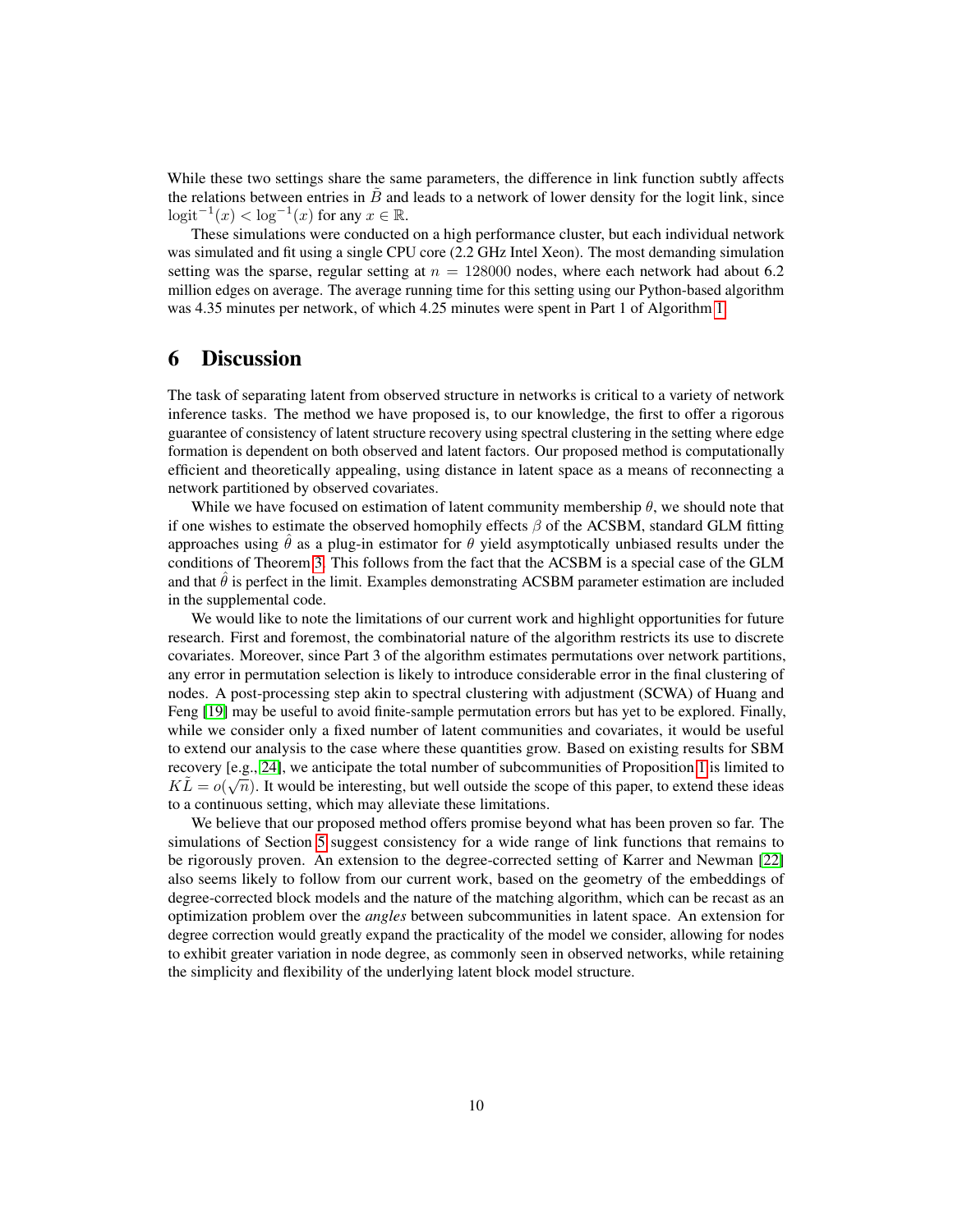While these two settings share the same parameters, the difference in link function subtly affects the relations between entries in $\tilde{B}$ and leads to a network of lower density for the logit link, since $\text{logit}^{-1}(x) < \log^{-1}(x)$ for any $x \in \mathbb{R}$.

These simulations were conducted on a high performance cluster, but each individual network was simulated and fit using a single CPU core (2.2 GHz Intel Xeon). The most demanding simulation setting was the sparse, regular setting at $n = 128000$ nodes, where each network had about 6.2 million edges on average. The average running time for this setting using our Python-based algorithm was 4.35 minutes per network, of which 4.25 minutes were spent in Part 1 of Algorithm 1.

# 6 Discussion

The task of separating latent from observed structure in networks is critical to a variety of network inference tasks. The method we have proposed is, to our knowledge, the first to offer a rigorous guarantee of consistency of latent structure recovery using spectral clustering in the setting where edge formation is dependent on both observed and latent factors. Our proposed method is computationally efficient and theoretically appealing, using distance in latent space as a means of reconnecting a network partitioned by observed covariates.

While we have focused on estimation of latent community membership $\theta$, we should note that if one wishes to estimate the observed homophily effects $\beta$ of the ACSBM, standard GLM fitting approaches using $\hat{\theta}$ as a plug-in estimator for $\theta$ yield asymptotically unbiased results under the conditions of Theorem 3. This follows from the fact that the ACSBM is a special case of the GLM and that $\hat{\theta}$ is perfect in the limit. Examples demonstrating ACSBM parameter estimation are included in the supplemental code.

We would like to note the limitations of our current work and highlight opportunities for future research. First and foremost, the combinatorial nature of the algorithm restricts its use to discrete covariates. Moreover, since Part 3 of the algorithm estimates permutations over network partitions, any error in permutation selection is likely to introduce considerable error in the final clustering of nodes. A post-processing step akin to spectral clustering with adjustment (SCWA) of Huang and Feng [19] may be useful to avoid finite-sample permutation errors but has yet to be explored. Finally, while we consider only a fixed number of latent communities and covariates, it would be useful to extend our analysis to the case where these quantities grow. Based on existing results for SBM recovery [e.g., 24], we anticipate the total number of subcommunities of Proposition 1 is limited to $K\tilde{L} = o(\sqrt{n})$. It would be interesting, but well outside the scope of this paper, to extend these ideas to a continuous setting, which may alleviate these limitations.

We believe that our proposed method offers promise beyond what has been proven so far. The simulations of Section 5 suggest consistency for a wide range of link functions that remains to be rigorously proven. An extension to the degree-corrected setting of Karrer and Newman [22] also seems likely to follow from our current work, based on the geometry of the embeddings of degree-corrected block models and the nature of the matching algorithm, which can be recast as an optimization problem over the *angles* between subcommunities in latent space. An extension for degree correction would greatly expand the practicality of the model we consider, allowing for nodes to exhibit greater variation in node degree, as commonly seen in observed networks, while retaining the simplicity and flexibility of the underlying latent block model structure.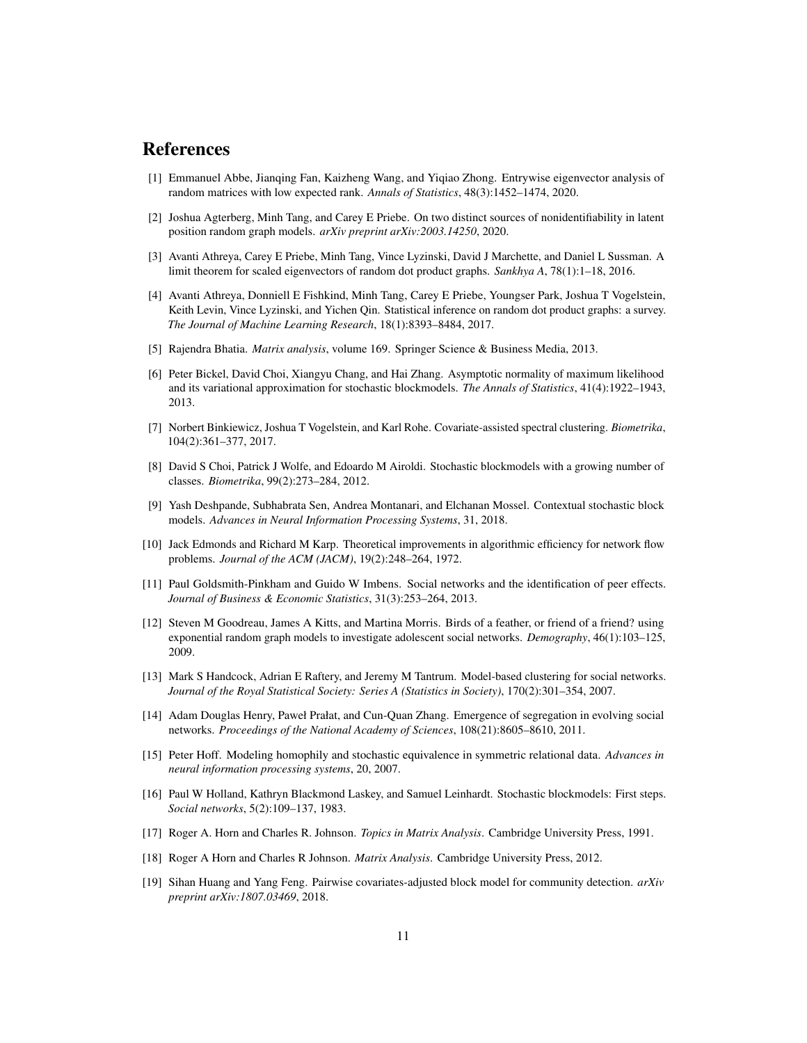# References

[1] Emmanuel Abbe, Jianqing Fan, Kaizheng Wang, and Yiqiao Zhong. Entrywise eigenvector analysis of random matrices with low expected rank. *Annals of Statistics*, 48(3):1452–1474, 2020.

[2] Joshua Agterberg, Minh Tang, and Carey E Priebe. On two distinct sources of nonidentifiability in latent position random graph models. *arXiv preprint arXiv:2003.14250*, 2020.

[3] Avanti Athreya, Carey E Priebe, Minh Tang, Vince Lyzinski, David J Marchette, and Daniel L Sussman. A limit theorem for scaled eigenvectors of random dot product graphs. *Sankhya A*, 78(1):1–18, 2016.

[4] Avanti Athreya, Donniell E Fishkind, Minh Tang, Carey E Priebe, Youngser Park, Joshua T Vogelstein, Keith Levin, Vince Lyzinski, and Yichen Qin. Statistical inference on random dot product graphs: a survey. *The Journal of Machine Learning Research*, 18(1):8393–8484, 2017.

[5] Rajendra Bhatia. *Matrix analysis*, volume 169. Springer Science & Business Media, 2013.

[6] Peter Bickel, David Choi, Xiangyu Chang, and Hai Zhang. Asymptotic normality of maximum likelihood and its variational approximation for stochastic blockmodels. *The Annals of Statistics*, 41(4):1922–1943, 2013.

[7] Norbert Binkiewicz, Joshua T Vogelstein, and Karl Rohe. Covariate-assisted spectral clustering. *Biometrika*, 104(2):361–377, 2017.

[8] David S Choi, Patrick J Wolfe, and Edoardo M Airoldi. Stochastic blockmodels with a growing number of classes. *Biometrika*, 99(2):273–284, 2012.

[9] Yash Deshpande, Subhabrata Sen, Andrea Montanari, and Elchanan Mossel. Contextual stochastic block models. *Advances in Neural Information Processing Systems*, 31, 2018.

[10] Jack Edmonds and Richard M Karp. Theoretical improvements in algorithmic efficiency for network flow problems. *Journal of the ACM (JACM)*, 19(2):248–264, 1972.

[11] Paul Goldsmith-Pinkham and Guido W Imbens. Social networks and the identification of peer effects. *Journal of Business & Economic Statistics*, 31(3):253–264, 2013.

[12] Steven M Goodreau, James A Kitts, and Martina Morris. Birds of a feather, or friend of a friend? using exponential random graph models to investigate adolescent social networks. *Demography*, 46(1):103–125, 2009.

[13] Mark S Handcock, Adrian E Raftery, and Jeremy M Tantrum. Model-based clustering for social networks. *Journal of the Royal Statistical Society: Series A (Statistics in Society)*, 170(2):301–354, 2007.

[14] Adam Douglas Henry, Paweł Prałat, and Cun-Quan Zhang. Emergence of segregation in evolving social networks. *Proceedings of the National Academy of Sciences*, 108(21):8605–8610, 2011.

[15] Peter Hoff. Modeling homophily and stochastic equivalence in symmetric relational data. *Advances in neural information processing systems*, 20, 2007.

[16] Paul W Holland, Kathryn Blackmond Laskey, and Samuel Leinhardt. Stochastic blockmodels: First steps. *Social networks*, 5(2):109–137, 1983.

[17] Roger A. Horn and Charles R. Johnson. *Topics in Matrix Analysis*. Cambridge University Press, 1991.

[18] Roger A Horn and Charles R Johnson. *Matrix Analysis*. Cambridge University Press, 2012.

[19] Sihan Huang and Yang Feng. Pairwise covariates-adjusted block model for community detection. *arXiv preprint arXiv:1807.03469*, 2018.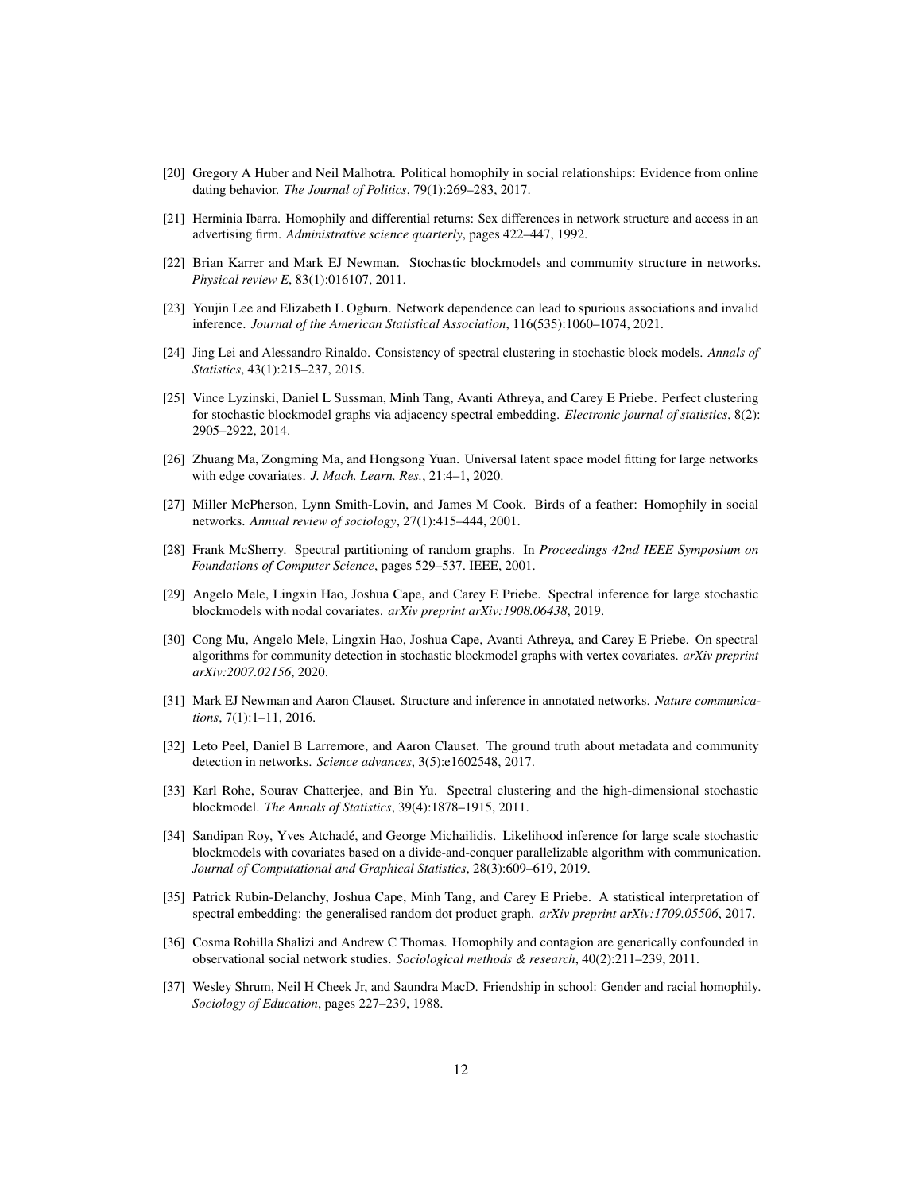[20] Gregory A Huber and Neil Malhotra. Political homophily in social relationships: Evidence from online dating behavior. *The Journal of Politics*, 79(1):269–283, 2017.

[21] Herminia Ibarra. Homophily and differential returns: Sex differences in network structure and access in an advertising firm. *Administrative science quarterly*, pages 422–447, 1992.

[22] Brian Karrer and Mark EJ Newman. Stochastic blockmodels and community structure in networks. *Physical review E*, 83(1):016107, 2011.

[23] Youjin Lee and Elizabeth L Ogburn. Network dependence can lead to spurious associations and invalid inference. *Journal of the American Statistical Association*, 116(535):1060–1074, 2021.

[24] Jing Lei and Alessandro Rinaldo. Consistency of spectral clustering in stochastic block models. *Annals of Statistics*, 43(1):215–237, 2015.

[25] Vince Lyzinski, Daniel L Sussman, Minh Tang, Avanti Athreya, and Carey E Priebe. Perfect clustering for stochastic blockmodel graphs via adjacency spectral embedding. *Electronic journal of statistics*, 8(2): 2905–2922, 2014.

[26] Zhuang Ma, Zongming Ma, and Hongsong Yuan. Universal latent space model fitting for large networks with edge covariates. *J. Mach. Learn. Res.*, 21:4–1, 2020.

[27] Miller McPherson, Lynn Smith-Lovin, and James M Cook. Birds of a feather: Homophily in social networks. *Annual review of sociology*, 27(1):415–444, 2001.

[28] Frank McSherry. Spectral partitioning of random graphs. In *Proceedings 42nd IEEE Symposium on Foundations of Computer Science*, pages 529–537. IEEE, 2001.

[29] Angelo Mele, Lingxin Hao, Joshua Cape, and Carey E Priebe. Spectral inference for large stochastic blockmodels with nodal covariates. *arXiv preprint arXiv:1908.06438*, 2019.

[30] Cong Mu, Angelo Mele, Lingxin Hao, Joshua Cape, Avanti Athreya, and Carey E Priebe. On spectral algorithms for community detection in stochastic blockmodel graphs with vertex covariates. *arXiv preprint arXiv:2007.02156*, 2020.

[31] Mark EJ Newman and Aaron Clauset. Structure and inference in annotated networks. *Nature communications*, 7(1):1–11, 2016.

[32] Leto Peel, Daniel B Larremore, and Aaron Clauset. The ground truth about metadata and community detection in networks. *Science advances*, 3(5):e1602548, 2017.

[33] Karl Rohe, Sourav Chatterjee, and Bin Yu. Spectral clustering and the high-dimensional stochastic blockmodel. *The Annals of Statistics*, 39(4):1878–1915, 2011.

[34] Sandipan Roy, Yves Atchadé, and George Michailidis. Likelihood inference for large scale stochastic blockmodels with covariates based on a divide-and-conquer parallelizable algorithm with communication. *Journal of Computational and Graphical Statistics*, 28(3):609–619, 2019.

[35] Patrick Rubin-Delanchy, Joshua Cape, Minh Tang, and Carey E Priebe. A statistical interpretation of spectral embedding: the generalised random dot product graph. *arXiv preprint arXiv:1709.05506*, 2017.

[36] Cosma Rohilla Shalizi and Andrew C Thomas. Homophily and contagion are generically confounded in observational social network studies. *Sociological methods & research*, 40(2):211–239, 2011.

[37] Wesley Shrum, Neil H Cheek Jr, and Saundra MacD. Friendship in school: Gender and racial homophily. *Sociology of Education*, pages 227–239, 1988.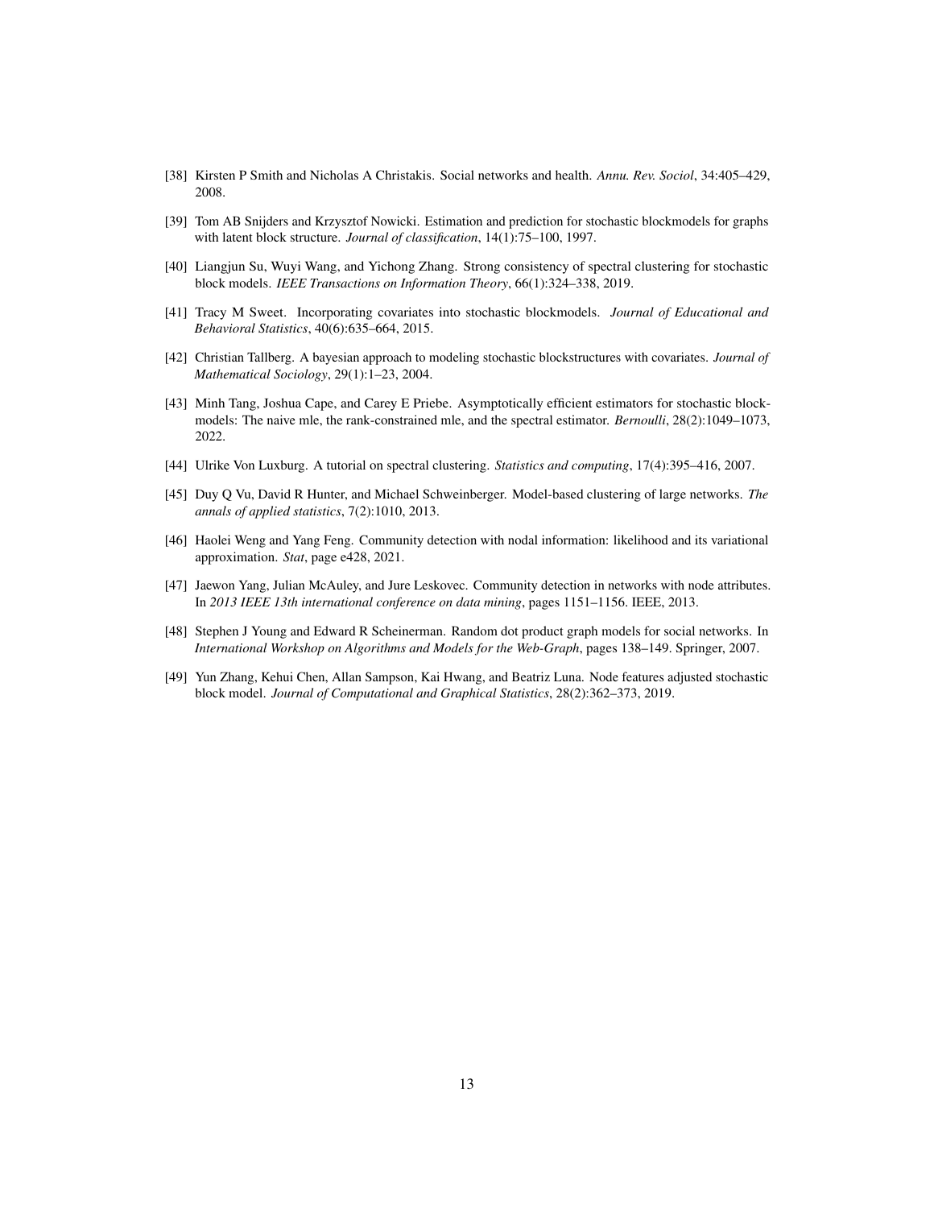[38] Kirsten P Smith and Nicholas A Christakis. Social networks and health. *Annu. Rev. Sociol*, 34:405–429, 2008.

[39] Tom AB Snijders and Krzysztof Nowicki. Estimation and prediction for stochastic blockmodels for graphs with latent block structure. *Journal of classification*, 14(1):75–100, 1997.

[40] Liangjun Su, Wuyi Wang, and Yichong Zhang. Strong consistency of spectral clustering for stochastic block models. *IEEE Transactions on Information Theory*, 66(1):324–338, 2019.

[41] Tracy M Sweet. Incorporating covariates into stochastic blockmodels. *Journal of Educational and Behavioral Statistics*, 40(6):635–664, 2015.

[42] Christian Tallberg. A bayesian approach to modeling stochastic blockstructures with covariates. *Journal of Mathematical Sociology*, 29(1):1–23, 2004.

[43] Minh Tang, Joshua Cape, and Carey E Priebe. Asymptotically efficient estimators for stochastic blockmodels: The naive mle, the rank-constrained mle, and the spectral estimator. *Bernoulli*, 28(2):1049–1073, 2022.

[44] Ulrike Von Luxburg. A tutorial on spectral clustering. *Statistics and computing*, 17(4):395–416, 2007.

[45] Duy Q Vu, David R Hunter, and Michael Schweinberger. Model-based clustering of large networks. *The annals of applied statistics*, 7(2):1010, 2013.

[46] Haolei Weng and Yang Feng. Community detection with nodal information: likelihood and its variational approximation. *Stat*, page e428, 2021.

[47] Jaewon Yang, Julian McAuley, and Jure Leskovec. Community detection in networks with node attributes. In *2013 IEEE 13th international conference on data mining*, pages 1151–1156. IEEE, 2013.

[48] Stephen J Young and Edward R Scheinerman. Random dot product graph models for social networks. In *International Workshop on Algorithms and Models for the Web-Graph*, pages 138–149. Springer, 2007.

[49] Yun Zhang, Kehui Chen, Allan Sampson, Kai Hwang, and Beatriz Luna. Node features adjusted stochastic block model. *Journal of Computational and Graphical Statistics*, 28(2):362–373, 2019.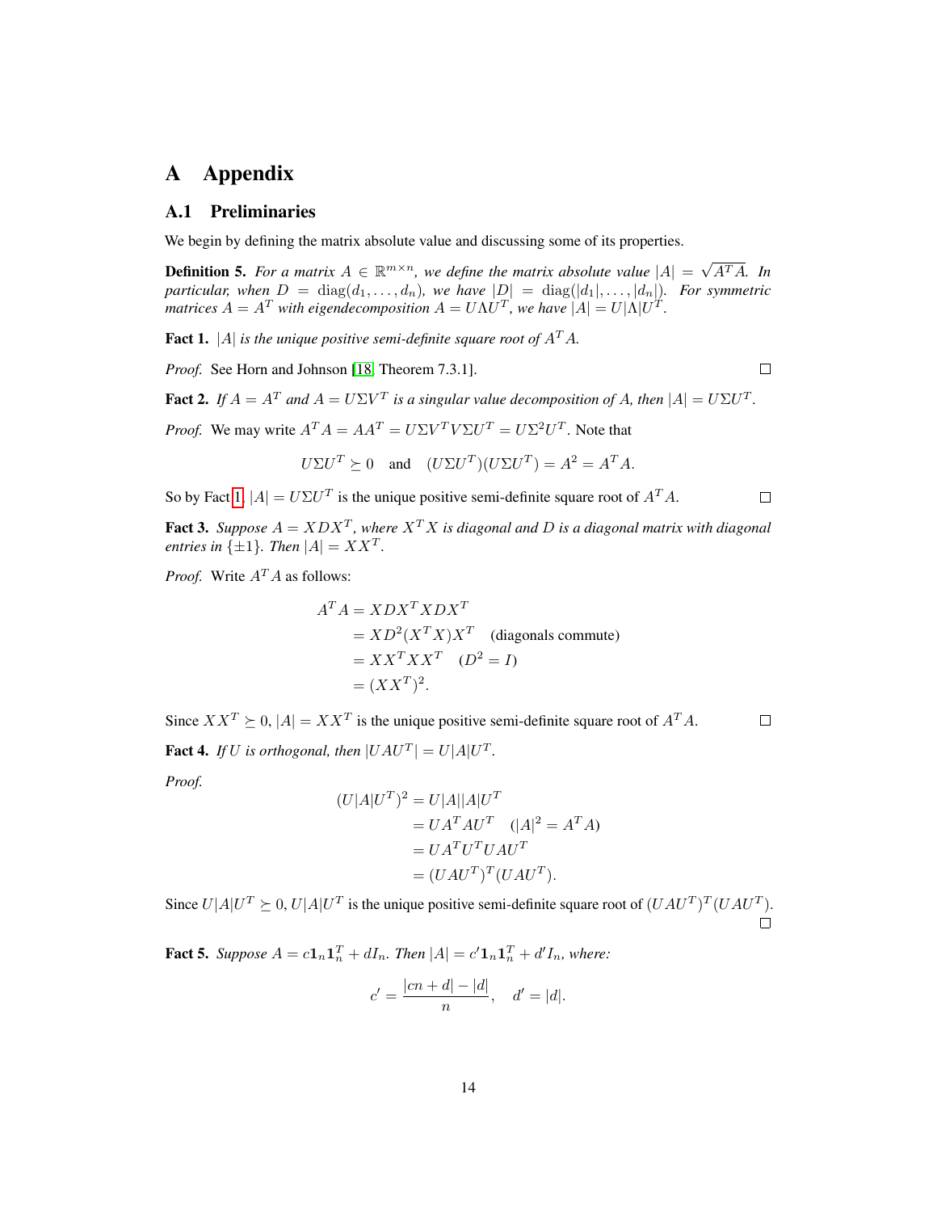# A Appendix

## A.1 Preliminaries

We begin by defining the matrix absolute value and discussing some of its properties.

**Definition 5.** *For a matrix $A \in \mathbb{R}^{m \times n}$, we define the matrix absolute value $|A| = \sqrt{A^T A}$. In particular, when $D = \operatorname{diag}(d_1, \ldots, d_n)$, we have $|D| = \operatorname{diag}(|d_1|, \ldots, |d_n|)$. For symmetric matrices $A = A^T$ with eigendecomposition $A = U \Lambda U^T$, we have $|A| = U|\Lambda|U^T$.*

**Fact 1.** *$|A|$ is the unique positive semi-definite square root of $A^T A$.*

*Proof.* See Horn and Johnson [18, Theorem 7.3.1]. □

**Fact 2.** *If $A = A^T$ and $A = U \Sigma V^T$ is a singular value decomposition of $A$, then $|A| = U \Sigma U^T$.*

*Proof.* We may write $A^T A = A A^T = U \Sigma V^T V \Sigma U^T = U \Sigma^2 U^T$. Note that

$$U \Sigma U^T \succeq 0 \quad \text{and} \quad (U \Sigma U^T)(U \Sigma U^T) = A^2 = A^T A.$$

So by Fact 1, $|A| = U \Sigma U^T$ is the unique positive semi-definite square root of $A^T A$. □

**Fact 3.** *Suppose $A = X D X^T$, where $X^T X$ is diagonal and $D$ is a diagonal matrix with diagonal entries in $\{\pm 1\}$. Then $|A| = X X^T$.*

*Proof.* Write $A^T A$ as follows:

$$\begin{aligned}
A^T A &= X D X^T X D X^T \\
&= X D^2 (X^T X) X^T \quad \text{(diagonals commute)} \\
&= X X^T X X^T \quad (D^2 = I) \\
&= (X X^T)^2.
\end{aligned}$$

Since $X X^T \succeq 0$, $|A| = X X^T$ is the unique positive semi-definite square root of $A^T A$. □

**Fact 4.** *If $U$ is orthogonal, then $|U A U^T| = U|A|U^T$.*

*Proof.*

$$\begin{aligned}
(U|A|U^T)^2 &= U|A||A|U^T \\
&= U A^T A U^T \quad (|A|^2 = A^T A) \\
&= U A^T U^T U A U^T \\
&= (U A U^T)^T (U A U^T).
\end{aligned}$$

Since $U|A|U^T \succeq 0$, $U|A|U^T$ is the unique positive semi-definite square root of $(UAU^T)^T(UAU^T)$. □

**Fact 5.** *Suppose $A = c \mathbf{1}_n \mathbf{1}_n^T + d I_n$. Then $|A| = c' \mathbf{1}_n \mathbf{1}_n^T + d' I_n$, where:*

$$c' = \frac{|cn + d| - |d|}{n}, \quad d' = |d|.$$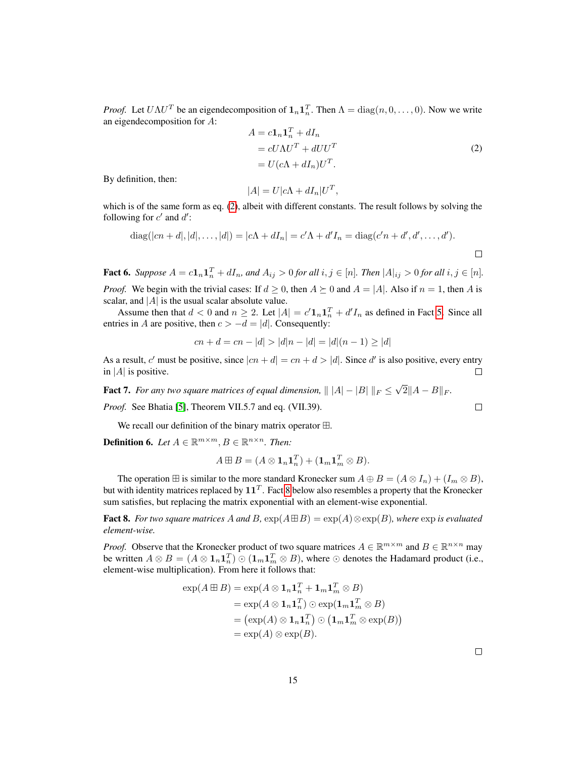*Proof.* Let $U\Lambda U^T$ be an eigendecomposition of $\mathbf{1}_n\mathbf{1}_n^T$. Then $\Lambda = \mathrm{diag}(n, 0, \ldots, 0)$. Now we write an eigendecomposition for $A$:

$$\begin{aligned} A &= c\mathbf{1}_n\mathbf{1}_n^T + dI_n \\ &= cU\Lambda U^T + dUU^T \\ &= U(c\Lambda + dI_n)U^T. \end{aligned} \tag{2}$$

By definition, then:

$$|A| = U|c\Lambda + dI_n|U^T,$$

which is of the same form as eq. (2), albeit with different constants. The result follows by solving the following for $c'$ and $d'$:

$$\mathrm{diag}(|cn + d|, |d|, \ldots, |d|) = |c\Lambda + dI_n| = c'\Lambda + d'I_n = \mathrm{diag}(c'n + d', d', \ldots, d').$$

□

**Fact 6.** *Suppose $A = c\mathbf{1}_n\mathbf{1}_n^T + dI_n$, and $A_{ij} > 0$ for all $i, j \in [n]$. Then $|A|_{ij} > 0$ for all $i, j \in [n]$.*

*Proof.* We begin with the trivial cases: If $d \geq 0$, then $A \succeq 0$ and $A = |A|$. Also if $n = 1$, then $A$ is scalar, and $|A|$ is the usual scalar absolute value.

Assume then that $d < 0$ and $n \geq 2$. Let $|A| = c'\mathbf{1}_n\mathbf{1}_n^T + d'I_n$ as defined in Fact 5. Since all entries in $A$ are positive, then $c > -d = |d|$. Consequently:

$$cn + d = cn - |d| > |d|n - |d| = |d|(n-1) \geq |d|$$

As a result, $c'$ must be positive, since $|cn + d| = cn + d > |d|$. Since $d'$ is also positive, every entry in $|A|$ is positive. □

**Fact 7.** *For any two square matrices of equal dimension, $\| \, |A| - |B| \, \|_F \leq \sqrt{2}\|A - B\|_F$.*

*Proof.* See Bhatia [5], Theorem VII.5.7 and eq. (VII.39). □

We recall our definition of the binary matrix operator $\boxplus$.

**Definition 6.** *Let $A \in \mathbb{R}^{m \times m}$, $B \in \mathbb{R}^{n \times n}$. Then:*

$$A \boxplus B = (A \otimes \mathbf{1}_n\mathbf{1}_n^T) + (\mathbf{1}_m\mathbf{1}_m^T \otimes B).$$

The operation $\boxplus$ is similar to the more standard Kronecker sum $A \oplus B = (A \otimes I_n) + (I_m \otimes B)$, but with identity matrices replaced by $\mathbf{1}\mathbf{1}^T$. Fact 8 below also resembles a property that the Kronecker sum satisfies, but replacing the matrix exponential with an element-wise exponential.

**Fact 8.** *For two square matrices $A$ and $B$, $\exp(A \boxplus B) = \exp(A) \otimes \exp(B)$, where $\exp$ is evaluated element-wise.*

*Proof.* Observe that the Kronecker product of two square matrices $A \in \mathbb{R}^{m \times m}$ and $B \in \mathbb{R}^{n \times n}$ may be written $A \otimes B = (A \otimes \mathbf{1}_n\mathbf{1}_n^T) \odot (\mathbf{1}_m\mathbf{1}_m^T \otimes B)$, where $\odot$ denotes the Hadamard product (i.e., element-wise multiplication). From here it follows that:

$$\begin{aligned} \exp(A \boxplus B) &= \exp(A \otimes \mathbf{1}_n\mathbf{1}_n^T + \mathbf{1}_m\mathbf{1}_m^T \otimes B) \\ &= \exp(A \otimes \mathbf{1}_n\mathbf{1}_n^T) \odot \exp(\mathbf{1}_m\mathbf{1}_m^T \otimes B) \\ &= \left(\exp(A) \otimes \mathbf{1}_n\mathbf{1}_n^T\right) \odot \left(\mathbf{1}_m\mathbf{1}_m^T \otimes \exp(B)\right) \\ &= \exp(A) \otimes \exp(B). \end{aligned}$$

□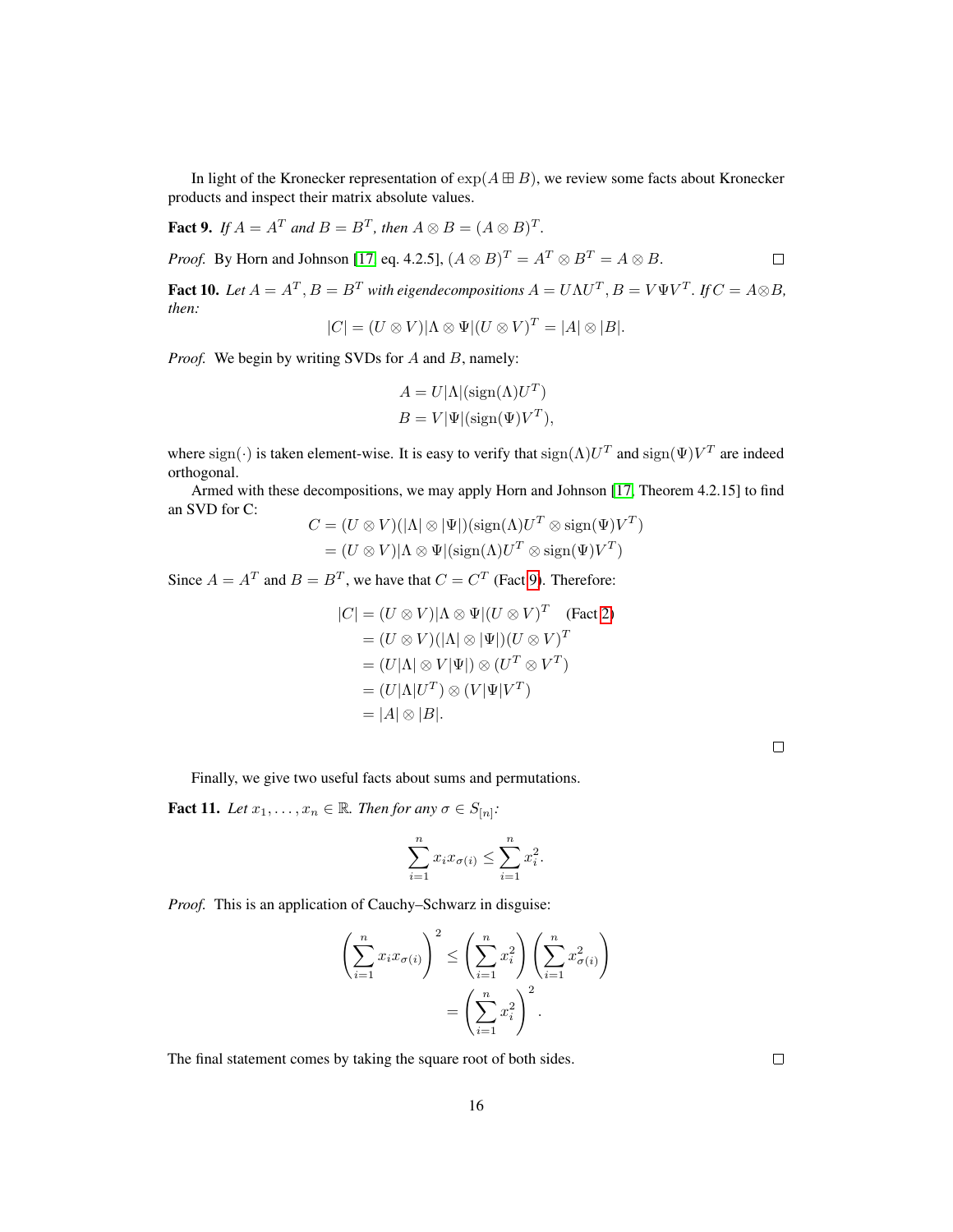In light of the Kronecker representation of $\exp(A \boxplus B)$, we review some facts about Kronecker products and inspect their matrix absolute values.

**Fact 9.** *If $A = A^T$ and $B = B^T$, then $A \otimes B = (A \otimes B)^T$.*

*Proof.* By Horn and Johnson [17, eq. 4.2.5], $(A \otimes B)^T = A^T \otimes B^T = A \otimes B$. $\square$

**Fact 10.** *Let $A = A^T, B = B^T$ with eigendecompositions $A = U\Lambda U^T, B = V\Psi V^T$. If $C = A \otimes B$, then:*

$$|C| = (U \otimes V)|\Lambda \otimes \Psi|(U \otimes V)^T = |A| \otimes |B|.$$

*Proof.* We begin by writing SVDs for $A$ and $B$, namely:

$$\begin{aligned}
A &= U|\Lambda|(\text{sign}(\Lambda)U^T) \\
B &= V|\Psi|(\text{sign}(\Psi)V^T),
\end{aligned}$$

where $\text{sign}(\cdot)$ is taken element-wise. It is easy to verify that $\text{sign}(\Lambda)U^T$ and $\text{sign}(\Psi)V^T$ are indeed orthogonal.

Armed with these decompositions, we may apply Horn and Johnson [17, Theorem 4.2.15] to find an SVD for C:

$$\begin{aligned}
C &= (U \otimes V)(|\Lambda| \otimes |\Psi|)(\text{sign}(\Lambda)U^T \otimes \text{sign}(\Psi)V^T) \\
&= (U \otimes V)|\Lambda \otimes \Psi|(\text{sign}(\Lambda)U^T \otimes \text{sign}(\Psi)V^T)
\end{aligned}$$

Since $A = A^T$ and $B = B^T$, we have that $C = C^T$ (Fact 9). Therefore:

$$\begin{aligned}
|C| &= (U \otimes V)|\Lambda \otimes \Psi|(U \otimes V)^T \quad \text{(Fact 2)} \\
&= (U \otimes V)(|\Lambda| \otimes |\Psi|)(U \otimes V)^T \\
&= (U|\Lambda| \otimes V|\Psi|) \otimes (U^T \otimes V^T) \\
&= (U|\Lambda|U^T) \otimes (V|\Psi|V^T) \\
&= |A| \otimes |B|.
\end{aligned}$$

$\square$

Finally, we give two useful facts about sums and permutations.

**Fact 11.** *Let $x_1, \ldots, x_n \in \mathbb{R}$. Then for any $\sigma \in S_{[n]}$:*

$$\sum_{i=1}^{n} x_i x_{\sigma(i)} \leq \sum_{i=1}^{n} x_i^2.$$

*Proof.* This is an application of Cauchy–Schwarz in disguise:

$$\begin{aligned}
\left(\sum_{i=1}^{n} x_i x_{\sigma(i)}\right)^2 &\leq \left(\sum_{i=1}^{n} x_i^2\right)\left(\sum_{i=1}^{n} x_{\sigma(i)}^2\right) \\
&= \left(\sum_{i=1}^{n} x_i^2\right)^2.
\end{aligned}$$

The final statement comes by taking the square root of both sides. $\square$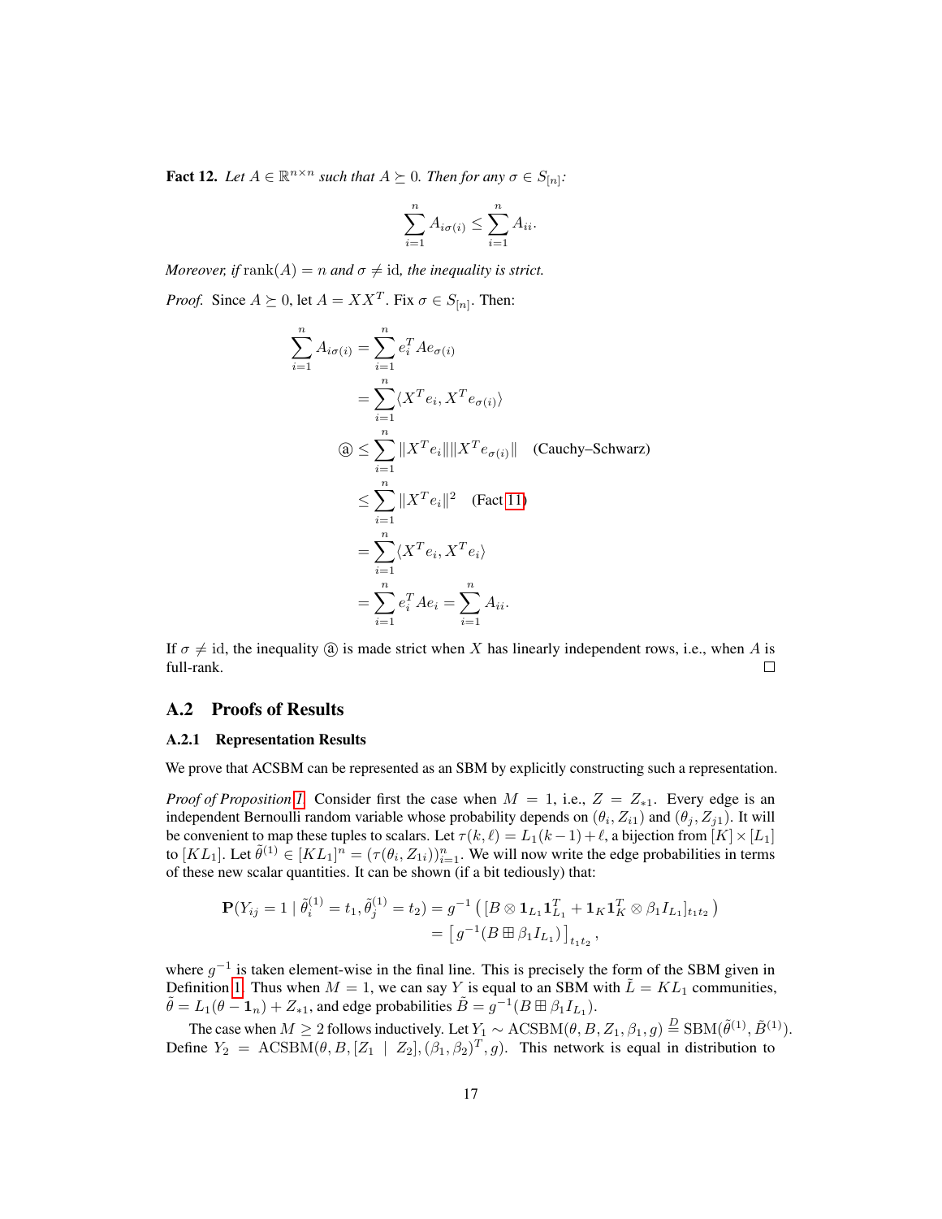**Fact 12.** *Let $A \in \mathbb{R}^{n\times n}$ such that $A \succeq 0$. Then for any $\sigma \in S_{[n]}$:*

$$\sum_{i=1}^{n} A_{i\sigma(i)} \le \sum_{i=1}^{n} A_{ii}.$$

*Moreover, if* $\operatorname{rank}(A) = n$ *and* $\sigma \neq \operatorname{id}$*, the inequality is strict.*

*Proof.* Since $A \succeq 0$, let $A = XX^T$. Fix $\sigma \in S_{[n]}$. Then:

$$\begin{aligned}
\sum_{i=1}^{n} A_{i\sigma(i)} &= \sum_{i=1}^{n} e_i^T A e_{\sigma(i)} \\
&= \sum_{i=1}^{n} \langle X^T e_i, X^T e_{\sigma(i)} \rangle \\
ⓐ &\le \sum_{i=1}^{n} \|X^T e_i\| \|X^T e_{\sigma(i)}\| \quad \text{(Cauchy–Schwarz)} \\
&\le \sum_{i=1}^{n} \|X^T e_i\|^2 \quad \text{(Fact 11)} \\
&= \sum_{i=1}^{n} \langle X^T e_i, X^T e_i \rangle \\
&= \sum_{i=1}^{n} e_i^T A e_i = \sum_{i=1}^{n} A_{ii}.
\end{aligned}$$

If $\sigma \neq \operatorname{id}$, the inequality ⓐ is made strict when $X$ has linearly independent rows, i.e., when $A$ is full-rank. □

## A.2 Proofs of Results

### A.2.1 Representation Results

We prove that ACSBM can be represented as an SBM by explicitly constructing such a representation.

*Proof of Proposition 1.* Consider first the case when $M = 1$, i.e., $Z = Z_{*1}$. Every edge is an independent Bernoulli random variable whose probability depends on $(\theta_i, Z_{i1})$ and $(\theta_j, Z_{j1})$. It will be convenient to map these tuples to scalars. Let $\tau(k, \ell) = L_1(k-1) + \ell$, a bijection from $[K] \times [L_1]$ to $[KL_1]$. Let $\tilde{\theta}^{(1)} \in [KL_1]^n = (\tau(\theta_i, Z_{1i}))_{i=1}^n$. We will now write the edge probabilities in terms of these new scalar quantities. It can be shown (if a bit tediously) that:

$$\begin{aligned}
\mathbf{P}(Y_{ij} = 1 \mid \tilde{\theta}_i^{(1)} = t_1, \tilde{\theta}_j^{(1)} = t_2) &= g^{-1}\left( [B \otimes \mathbf{1}_{L_1}\mathbf{1}_{L_1}^T + \mathbf{1}_K \mathbf{1}_K^T \otimes \beta_1 I_{L_1}]_{t_1 t_2} \right) \\
&= \left[ g^{-1}(B \boxplus \beta_1 I_{L_1}) \right]_{t_1 t_2},
\end{aligned}$$

where $g^{-1}$ is taken element-wise in the final line. This is precisely the form of the SBM given in Definition 1. Thus when $M = 1$, we can say $Y$ is equal to an SBM with $\tilde{L} = KL_1$ communities, $\tilde{\theta} = L_1(\theta - \mathbf{1}_n) + Z_{*1}$, and edge probabilities $\tilde{B} = g^{-1}(B \boxplus \beta_1 I_{L_1})$.

The case when $M \ge 2$ follows inductively. Let $Y_1 \sim \text{ACSBM}(\theta, B, Z_1, \beta_1, g) \overset{D}{=} \text{SBM}(\tilde{\theta}^{(1)}, \tilde{B}^{(1)})$. Define $Y_2 = \text{ACSBM}(\theta, B, [Z_1 \mid Z_2], (\beta_1, \beta_2)^T, g)$. This network is equal in distribution to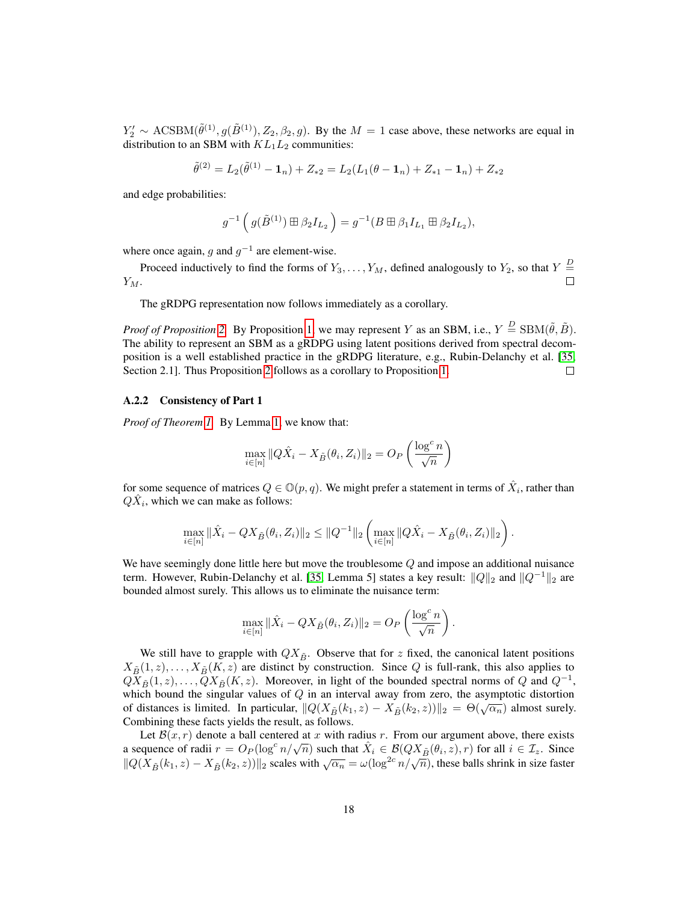$Y_2' \sim \text{ACSBM}(\tilde{\theta}^{(1)}, g(\tilde{B}^{(1)}), Z_2, \beta_2, g)$. By the $M = 1$ case above, these networks are equal in distribution to an SBM with $KL_1L_2$ communities:

$$\tilde{\theta}^{(2)} = L_2(\tilde{\theta}^{(1)} - \mathbf{1}_n) + Z_{*2} = L_2(L_1(\theta - \mathbf{1}_n) + Z_{*1} - \mathbf{1}_n) + Z_{*2}$$

and edge probabilities:

$$g^{-1}\left( g(\tilde{B}^{(1)}) \boxplus \beta_2 I_{L_2} \right) = g^{-1}(B \boxplus \beta_1 I_{L_1} \boxplus \beta_2 I_{L_2}),$$

where once again, $g$ and $g^{-1}$ are element-wise.

Proceed inductively to find the forms of $Y_3, \ldots, Y_M$, defined analogously to $Y_2$, so that $Y \stackrel{D}{=} Y_M$. □

The gRDPG representation now follows immediately as a corollary.

*Proof of Proposition 2.* By Proposition 1, we may represent $Y$ as an SBM, i.e., $Y \stackrel{D}{=} \text{SBM}(\tilde{\theta}, \tilde{B})$. The ability to represent an SBM as a gRDPG using latent positions derived from spectral decomposition is a well established practice in the gRDPG literature, e.g., Rubin-Delanchy et al. [35, Section 2.1]. Thus Proposition 2 follows as a corollary to Proposition 1. □

#### A.2.2 Consistency of Part 1

*Proof of Theorem 1.* By Lemma 1, we know that:

$$\max_{i \in [n]} \|Q\hat{X}_i - X_{\tilde{B}}(\theta_i, Z_i)\|_2 = O_P\left(\frac{\log^c n}{\sqrt{n}}\right)$$

for some sequence of matrices $Q \in \mathbb{O}(p, q)$. We might prefer a statement in terms of $\hat{X}_i$, rather than $Q\hat{X}_i$, which we can make as follows:

$$\max_{i \in [n]} \|\hat{X}_i - QX_{\tilde{B}}(\theta_i, Z_i)\|_2 \le \|Q^{-1}\|_2 \left( \max_{i \in [n]} \|Q\hat{X}_i - X_{\tilde{B}}(\theta_i, Z_i)\|_2 \right).$$

We have seemingly done little here but move the troublesome $Q$ and impose an additional nuisance term. However, Rubin-Delanchy et al. [35, Lemma 5] states a key result: $\|Q\|_2$ and $\|Q^{-1}\|_2$ are bounded almost surely. This allows us to eliminate the nuisance term:

$$\max_{i \in [n]} \|\hat{X}_i - QX_{\tilde{B}}(\theta_i, Z_i)\|_2 = O_P\left(\frac{\log^c n}{\sqrt{n}}\right).$$

We still have to grapple with $QX_{\tilde{B}}$. Observe that for $z$ fixed, the canonical latent positions $X_{\tilde{B}}(1, z), \ldots, X_{\tilde{B}}(K, z)$ are distinct by construction. Since $Q$ is full-rank, this also applies to $QX_{\tilde{B}}(1, z), \ldots, QX_{\tilde{B}}(K, z)$. Moreover, in light of the bounded spectral norms of $Q$ and $Q^{-1}$, which bound the singular values of $Q$ in an interval away from zero, the asymptotic distortion of distances is limited. In particular, $\|Q(X_{\tilde{B}}(k_1, z) - X_{\tilde{B}}(k_2, z))\|_2 = \Theta(\sqrt{\alpha_n})$ almost surely. Combining these facts yields the result, as follows.

Let $\mathcal{B}(x, r)$ denote a ball centered at $x$ with radius $r$. From our argument above, there exists a sequence of radii $r = O_P(\log^c n/\sqrt{n})$ such that $\hat{X}_i \in \mathcal{B}(QX_{\tilde{B}}(\theta_i, z), r)$ for all $i \in \mathcal{I}_z$. Since $\|Q(X_{\tilde{B}}(k_1, z) - X_{\tilde{B}}(k_2, z))\|_2$ scales with $\sqrt{\alpha_n} = \omega(\log^{2c} n/\sqrt{n})$, these balls shrink in size faster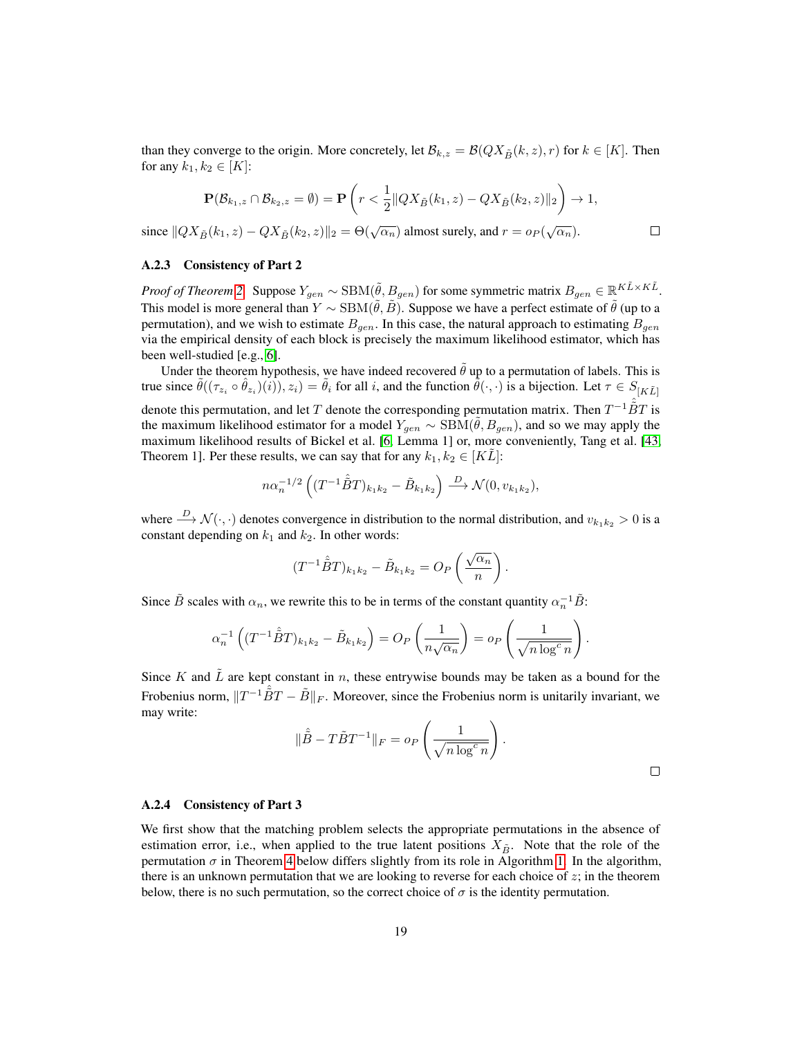than they converge to the origin. More concretely, let $\mathcal{B}_{k,z} = \mathcal{B}(QX_{\tilde{B}}(k,z), r)$ for $k \in [K]$. Then for any $k_1, k_2 \in [K]$:

$$\mathbf{P}(\mathcal{B}_{k_1,z} \cap \mathcal{B}_{k_2,z} = \emptyset) = \mathbf{P}\left(r < \frac{1}{2}\|QX_{\tilde{B}}(k_1,z) - QX_{\tilde{B}}(k_2,z)\|_2\right) \to 1,$$

since $\|QX_{\tilde{B}}(k_1,z) - QX_{\tilde{B}}(k_2,z)\|_2 = \Theta(\sqrt{\alpha_n})$ almost surely, and $r = o_P(\sqrt{\alpha_n})$. □

### A.2.3 Consistency of Part 2

*Proof of Theorem 2.* Suppose $Y_{gen} \sim \text{SBM}(\tilde{\theta}, B_{gen})$ for some symmetric matrix $B_{gen} \in \mathbb{R}^{K\tilde{L} \times K\tilde{L}}$. This model is more general than $Y \sim \text{SBM}(\tilde{\theta}, \tilde{B})$. Suppose we have a perfect estimate of $\tilde{\theta}$ (up to a permutation), and we wish to estimate $B_{gen}$. In this case, the natural approach to estimating $B_{gen}$ via the empirical density of each block is precisely the maximum likelihood estimator, which has been well-studied [e.g., [6]].

Under the theorem hypothesis, we have indeed recovered $\tilde{\theta}$ up to a permutation of labels. This is true since $\tilde{\theta}((\tau_{z_i} \circ \hat{\theta}_{z_i})(i)), z_i) = \tilde{\theta}_i$ for all $i$, and the function $\tilde{\theta}(\cdot,\cdot)$ is a bijection. Let $\tau \in S_{[K\tilde{L}]}$ denote this permutation, and let $T$ denote the corresponding permutation matrix. Then $T^{-1}\hat{\tilde{B}}T$ is the maximum likelihood estimator for a model $Y_{gen} \sim \text{SBM}(\tilde{\theta}, B_{gen})$, and so we may apply the maximum likelihood results of Bickel et al. [6, Lemma 1] or, more conveniently, Tang et al. [43, Theorem 1]. Per these results, we can say that for any $k_1, k_2 \in [K\tilde{L}]$:

$$n\alpha_n^{-1/2}\left((T^{-1}\hat{\tilde{B}}T)_{k_1k_2} - \tilde{B}_{k_1k_2}\right) \xrightarrow{D} \mathcal{N}(0, v_{k_1k_2}),$$

where $\xrightarrow{D} \mathcal{N}(\cdot,\cdot)$ denotes convergence in distribution to the normal distribution, and $v_{k_1k_2} > 0$ is a constant depending on $k_1$ and $k_2$. In other words:

$$(T^{-1}\hat{\tilde{B}}T)_{k_1k_2} - \tilde{B}_{k_1k_2} = O_P\left(\frac{\sqrt{\alpha_n}}{n}\right).$$

Since $\tilde{B}$ scales with $\alpha_n$, we rewrite this to be in terms of the constant quantity $\alpha_n^{-1}\tilde{B}$:

$$\alpha_n^{-1}\left((T^{-1}\hat{\tilde{B}}T)_{k_1k_2} - \tilde{B}_{k_1k_2}\right) = O_P\left(\frac{1}{n\sqrt{\alpha_n}}\right) = o_P\left(\frac{1}{\sqrt{n\log^c n}}\right).$$

Since $K$ and $\tilde{L}$ are kept constant in $n$, these entrywise bounds may be taken as a bound for the Frobenius norm, $\|T^{-1}\hat{\tilde{B}}T - \tilde{B}\|_F$. Moreover, since the Frobenius norm is unitarily invariant, we may write:

$$\|\hat{\tilde{B}} - T\tilde{B}T^{-1}\|_F = o_P\left(\frac{1}{\sqrt{n\log^c n}}\right).$$

□

### A.2.4 Consistency of Part 3

We first show that the matching problem selects the appropriate permutations in the absence of estimation error, i.e., when applied to the true latent positions $X_{\tilde{B}}$. Note that the role of the permutation $\sigma$ in Theorem 4 below differs slightly from its role in Algorithm 1. In the algorithm, there is an unknown permutation that we are looking to reverse for each choice of $z$; in the theorem below, there is no such permutation, so the correct choice of $\sigma$ is the identity permutation.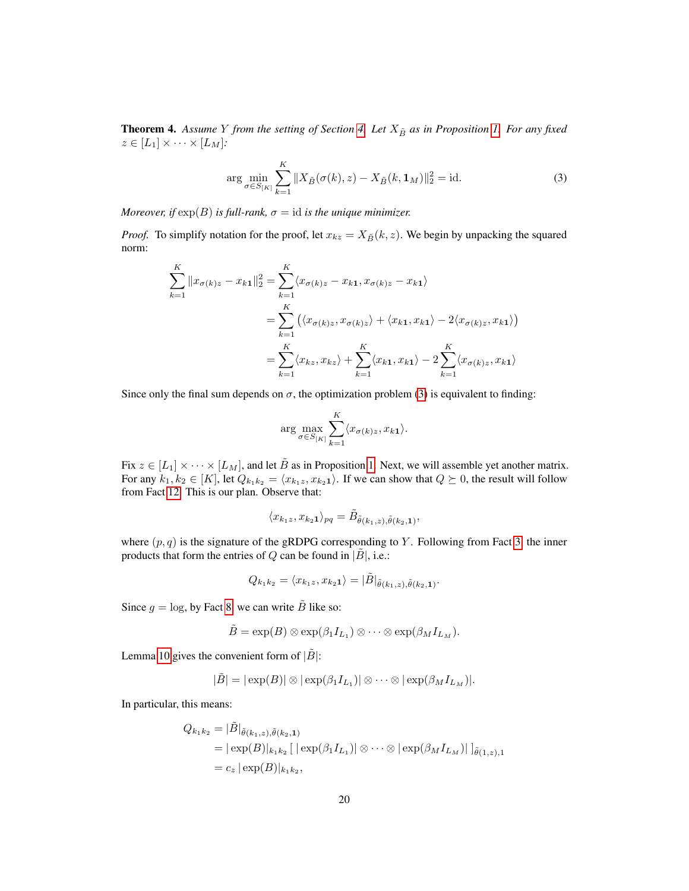**Theorem 4.** *Assume $Y$ from the setting of Section 4. Let $X_{\tilde{B}}$ as in Proposition 1. For any fixed $z \in [L_1] \times \cdots \times [L_M]$:*

$$\arg\min_{\sigma \in S_{[K]}} \sum_{k=1}^{K} \|X_{\tilde{B}}(\sigma(k), z) - X_{\tilde{B}}(k, \mathbf{1}_M)\|_2^2 = \text{id}. \tag{3}$$

*Moreover, if $\exp(B)$ is full-rank, $\sigma = \text{id}$ is the unique minimizer.*

*Proof.* To simplify notation for the proof, let $x_{kz} = X_{\tilde{B}}(k, z)$. We begin by unpacking the squared norm:

$$\begin{aligned}
\sum_{k=1}^{K} \|x_{\sigma(k)z} - x_{k\mathbf{1}}\|_2^2 &= \sum_{k=1}^{K} \langle x_{\sigma(k)z} - x_{k\mathbf{1}}, x_{\sigma(k)z} - x_{k\mathbf{1}} \rangle \\
&= \sum_{k=1}^{K} \left( \langle x_{\sigma(k)z}, x_{\sigma(k)z} \rangle + \langle x_{k\mathbf{1}}, x_{k\mathbf{1}} \rangle - 2\langle x_{\sigma(k)z}, x_{k\mathbf{1}} \rangle \right) \\
&= \sum_{k=1}^{K} \langle x_{kz}, x_{kz} \rangle + \sum_{k=1}^{K} \langle x_{k\mathbf{1}}, x_{k\mathbf{1}} \rangle - 2\sum_{k=1}^{K} \langle x_{\sigma(k)z}, x_{k\mathbf{1}} \rangle
\end{aligned}$$

Since only the final sum depends on $\sigma$, the optimization problem (3) is equivalent to finding:

$$\arg\max_{\sigma \in S_{[K]}} \sum_{k=1}^{K} \langle x_{\sigma(k)z}, x_{k\mathbf{1}} \rangle.$$

Fix $z \in [L_1] \times \cdots \times [L_M]$, and let $\tilde{B}$ as in Proposition 1. Next, we will assemble yet another matrix. For any $k_1, k_2 \in [K]$, let $Q_{k_1 k_2} = \langle x_{k_1 z}, x_{k_2 \mathbf{1}} \rangle$. If we can show that $Q \succeq 0$, the result will follow from Fact 12. This is our plan. Observe that:

$$\langle x_{k_1 z}, x_{k_2 \mathbf{1}} \rangle_{pq} = \tilde{B}_{\tilde{\theta}(k_1, z), \tilde{\theta}(k_2, \mathbf{1})},$$

where $(p, q)$ is the signature of the gRDPG corresponding to $Y$. Following from Fact 3, the inner products that form the entries of $Q$ can be found in $|\tilde{B}|$, i.e.:

$$Q_{k_1 k_2} = \langle x_{k_1 z}, x_{k_2 \mathbf{1}} \rangle = |\tilde{B}|_{\tilde{\theta}(k_1, z), \tilde{\theta}(k_2, \mathbf{1})}.$$

Since $g = \log$, by Fact 8, we can write $\tilde{B}$ like so:

$$\tilde{B} = \exp(B) \otimes \exp(\beta_1 I_{L_1}) \otimes \cdots \otimes \exp(\beta_M I_{L_M}).$$

Lemma 10 gives the convenient form of $|\tilde{B}|$:

$$|\tilde{B}| = |\exp(B)| \otimes |\exp(\beta_1 I_{L_1})| \otimes \cdots \otimes |\exp(\beta_M I_{L_M})|.$$

In particular, this means:

$$\begin{aligned}
Q_{k_1 k_2} &= |\tilde{B}|_{\tilde{\theta}(k_1, z), \tilde{\theta}(k_2, \mathbf{1})} \\
&= |\exp(B)|_{k_1 k_2} \left[\, |\exp(\beta_1 I_{L_1})| \otimes \cdots \otimes |\exp(\beta_M I_{L_M})| \,\right]_{\tilde{\theta}(1, z), 1} \\
&= c_z \, |\exp(B)|_{k_1 k_2},
\end{aligned}$$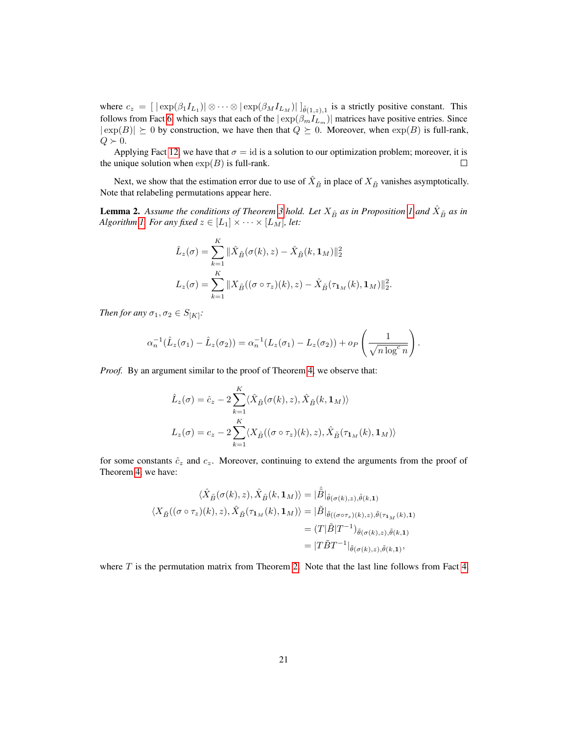where $c_z = [\, |\exp(\beta_1 I_{L_1})| \otimes \cdots \otimes |\exp(\beta_M I_{L_M})| \,]_{\tilde{\theta}(1,z),1}$ is a strictly positive constant. This follows from Fact 6, which says that each of the $|\exp(\beta_m I_{L_m})|$ matrices have positive entries. Since $|\exp(B)| \succeq 0$ by construction, we have then that $Q \succeq 0$. Moreover, when $\exp(B)$ is full-rank, $Q \succ 0$.

Applying Fact 12, we have that $\sigma = \text{id}$ is a solution to our optimization problem; moreover, it is the unique solution when $\exp(B)$ is full-rank. $\square$

Next, we show that the estimation error due to use of $\hat{X}_{\tilde{B}}$ in place of $X_{\tilde{B}}$ vanishes asymptotically. Note that relabeling permutations appear here.

**Lemma 2.** *Assume the conditions of Theorem 3 hold. Let $X_{\tilde{B}}$ as in Proposition 1 and $\hat{X}_{\tilde{B}}$ as in Algorithm 1. For any fixed $z \in [L_1] \times \cdots \times [L_M]$, let:*

$$\hat{L}_z(\sigma) = \sum_{k=1}^{K} \|\hat{X}_{\tilde{B}}(\sigma(k), z) - \hat{X}_{\tilde{B}}(k, \mathbf{1}_M)\|_2^2$$

$$L_z(\sigma) = \sum_{k=1}^{K} \|X_{\tilde{B}}((\sigma \circ \tau_z)(k), z) - \hat{X}_{\tilde{B}}(\tau_{\mathbf{1}_M}(k), \mathbf{1}_M)\|_2^2.$$

*Then for any $\sigma_1, \sigma_2 \in S_{[K]}$:*

$$\alpha_n^{-1}(\hat{L}_z(\sigma_1) - \hat{L}_z(\sigma_2)) = \alpha_n^{-1}(L_z(\sigma_1) - L_z(\sigma_2)) + o_P\left(\frac{1}{\sqrt{n \log^c n}}\right).$$

*Proof.* By an argument similar to the proof of Theorem 4, we observe that:

$$\hat{L}_z(\sigma) = \hat{c}_z - 2\sum_{k=1}^{K} \langle \hat{X}_{\tilde{B}}(\sigma(k), z), \hat{X}_{\tilde{B}}(k, \mathbf{1}_M) \rangle$$

$$L_z(\sigma) = c_z - 2\sum_{k=1}^{K} \langle X_{\tilde{B}}((\sigma \circ \tau_z)(k), z), \hat{X}_{\tilde{B}}(\tau_{\mathbf{1}_M}(k), \mathbf{1}_M) \rangle$$

for some constants $\hat{c}_z$ and $c_z$. Moreover, continuing to extend the arguments from the proof of Theorem 4, we have:

$$\begin{aligned}
\langle \hat{X}_{\tilde{B}}(\sigma(k), z), \hat{X}_{\tilde{B}}(k, \mathbf{1}_M) \rangle &= |\hat{\tilde{B}}|_{\tilde{\theta}(\sigma(k),z),\tilde{\theta}(k,\mathbf{1})} \\
\langle X_{\tilde{B}}((\sigma \circ \tau_z)(k), z), \hat{X}_{\tilde{B}}(\tau_{\mathbf{1}_M}(k), \mathbf{1}_M) \rangle &= |\tilde{B}|_{\tilde{\theta}((\sigma\circ\tau_z)(k),z),\tilde{\theta}(\tau_{\mathbf{1}_M}(k),\mathbf{1})} \\
&= (T|\tilde{B}|T^{-1})_{\tilde{\theta}(\sigma(k),z),\tilde{\theta}(k,\mathbf{1})} \\
&= |T\tilde{B}T^{-1}|_{\tilde{\theta}(\sigma(k),z),\tilde{\theta}(k,\mathbf{1})},
\end{aligned}$$

where $T$ is the permutation matrix from Theorem 2. Note that the last line follows from Fact 4.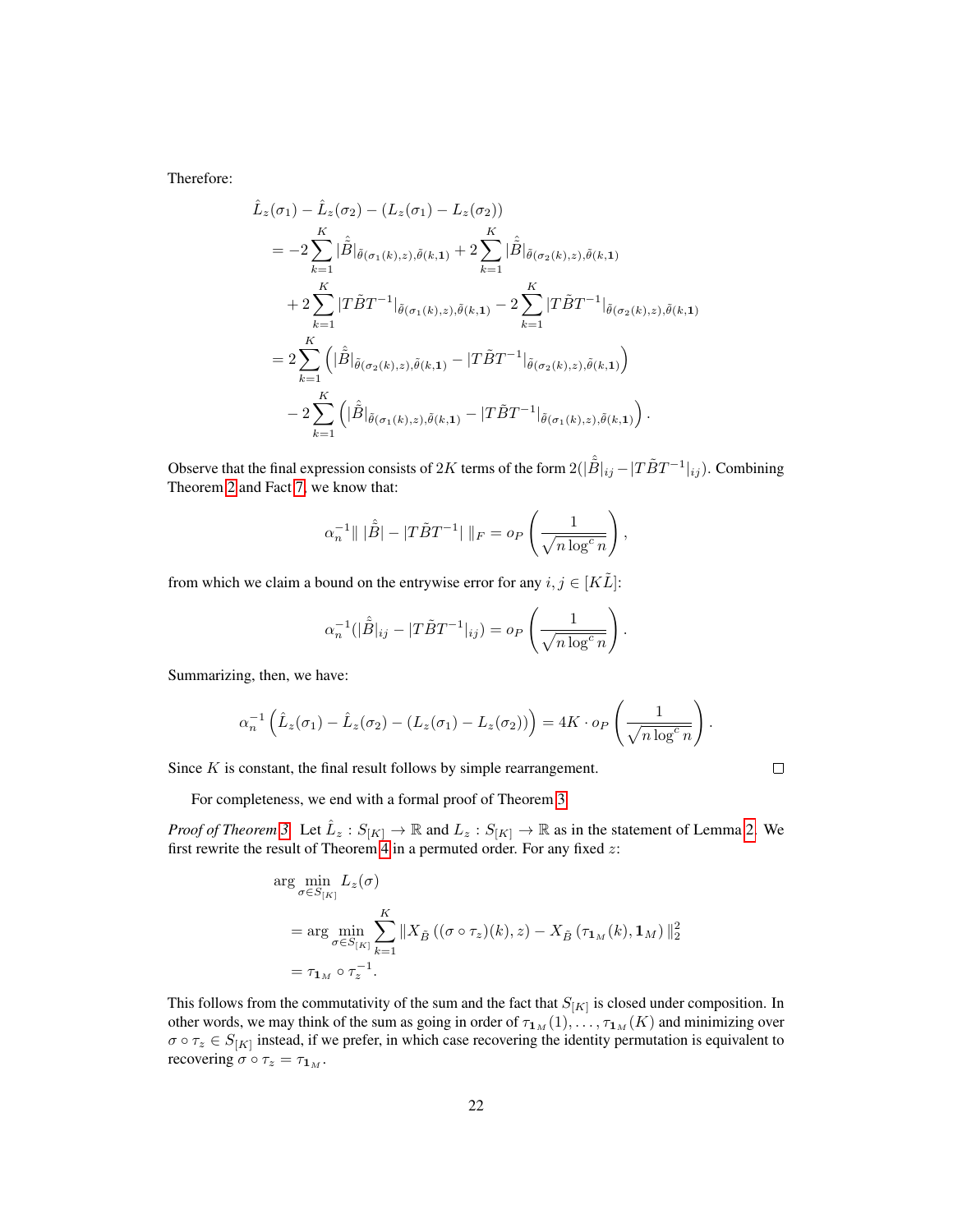Therefore:

$$
\begin{aligned}
&\hat{L}_z(\sigma_1) - \hat{L}_z(\sigma_2) - (L_z(\sigma_1) - L_z(\sigma_2)) \\
&= -2\sum_{k=1}^{K} |\hat{\tilde{B}}|_{\tilde{\theta}(\sigma_1(k),z),\tilde{\theta}(k,\mathbf{1})} + 2\sum_{k=1}^{K} |\hat{\tilde{B}}|_{\tilde{\theta}(\sigma_2(k),z),\tilde{\theta}(k,\mathbf{1})} \\
&\quad + 2\sum_{k=1}^{K} |T\tilde{B}T^{-1}|_{\tilde{\theta}(\sigma_1(k),z),\tilde{\theta}(k,\mathbf{1})} - 2\sum_{k=1}^{K} |T\tilde{B}T^{-1}|_{\tilde{\theta}(\sigma_2(k),z),\tilde{\theta}(k,\mathbf{1})} \\
&= 2\sum_{k=1}^{K} \left( |\hat{\tilde{B}}|_{\tilde{\theta}(\sigma_2(k),z),\tilde{\theta}(k,\mathbf{1})} - |T\tilde{B}T^{-1}|_{\tilde{\theta}(\sigma_2(k),z),\tilde{\theta}(k,\mathbf{1})} \right) \\
&\quad - 2\sum_{k=1}^{K} \left( |\hat{\tilde{B}}|_{\tilde{\theta}(\sigma_1(k),z),\tilde{\theta}(k,\mathbf{1})} - |T\tilde{B}T^{-1}|_{\tilde{\theta}(\sigma_1(k),z),\tilde{\theta}(k,\mathbf{1})} \right).
\end{aligned}
$$

Observe that the final expression consists of $2K$ terms of the form $2(|\hat{\tilde{B}}|_{ij} - |T\tilde{B}T^{-1}|_{ij})$. Combining Theorem 2 and Fact 7, we know that:

$$
\alpha_n^{-1} \| \, |\hat{\tilde{B}}| - |T\tilde{B}T^{-1}| \, \|_F = o_P\left( \frac{1}{\sqrt{n \log^c n}} \right),
$$

from which we claim a bound on the entrywise error for any $i, j \in [K\tilde{L}]$:

$$
\alpha_n^{-1} (|\hat{\tilde{B}}|_{ij} - |T\tilde{B}T^{-1}|_{ij}) = o_P\left( \frac{1}{\sqrt{n \log^c n}} \right).
$$

Summarizing, then, we have:

$$
\alpha_n^{-1} \left( \hat{L}_z(\sigma_1) - \hat{L}_z(\sigma_2) - (L_z(\sigma_1) - L_z(\sigma_2)) \right) = 4K \cdot o_P\left( \frac{1}{\sqrt{n \log^c n}} \right).
$$

Since $K$ is constant, the final result follows by simple rearrangement. □

For completeness, we end with a formal proof of Theorem 3.

*Proof of Theorem 3.* Let $\hat{L}_z : S_{[K]} \to \mathbb{R}$ and $L_z : S_{[K]} \to \mathbb{R}$ as in the statement of Lemma 2. We first rewrite the result of Theorem 4 in a permuted order. For any fixed $z$:

$$
\begin{aligned}
&\arg\min_{\sigma \in S_{[K]}} L_z(\sigma) \\
&= \arg\min_{\sigma \in S_{[K]}} \sum_{k=1}^{K} \| X_{\tilde{B}}\left( (\sigma \circ \tau_z)(k), z \right) - X_{\tilde{B}}\left( \tau_{\mathbf{1}_M}(k), \mathbf{1}_M \right) \|_2^2 \\
&= \tau_{\mathbf{1}_M} \circ \tau_z^{-1}.
\end{aligned}
$$

This follows from the commutativity of the sum and the fact that $S_{[K]}$ is closed under composition. In other words, we may think of the sum as going in order of $\tau_{\mathbf{1}_M}(1), \ldots, \tau_{\mathbf{1}_M}(K)$ and minimizing over $\sigma \circ \tau_z \in S_{[K]}$ instead, if we prefer, in which case recovering the identity permutation is equivalent to recovering $\sigma \circ \tau_z = \tau_{\mathbf{1}_M}$.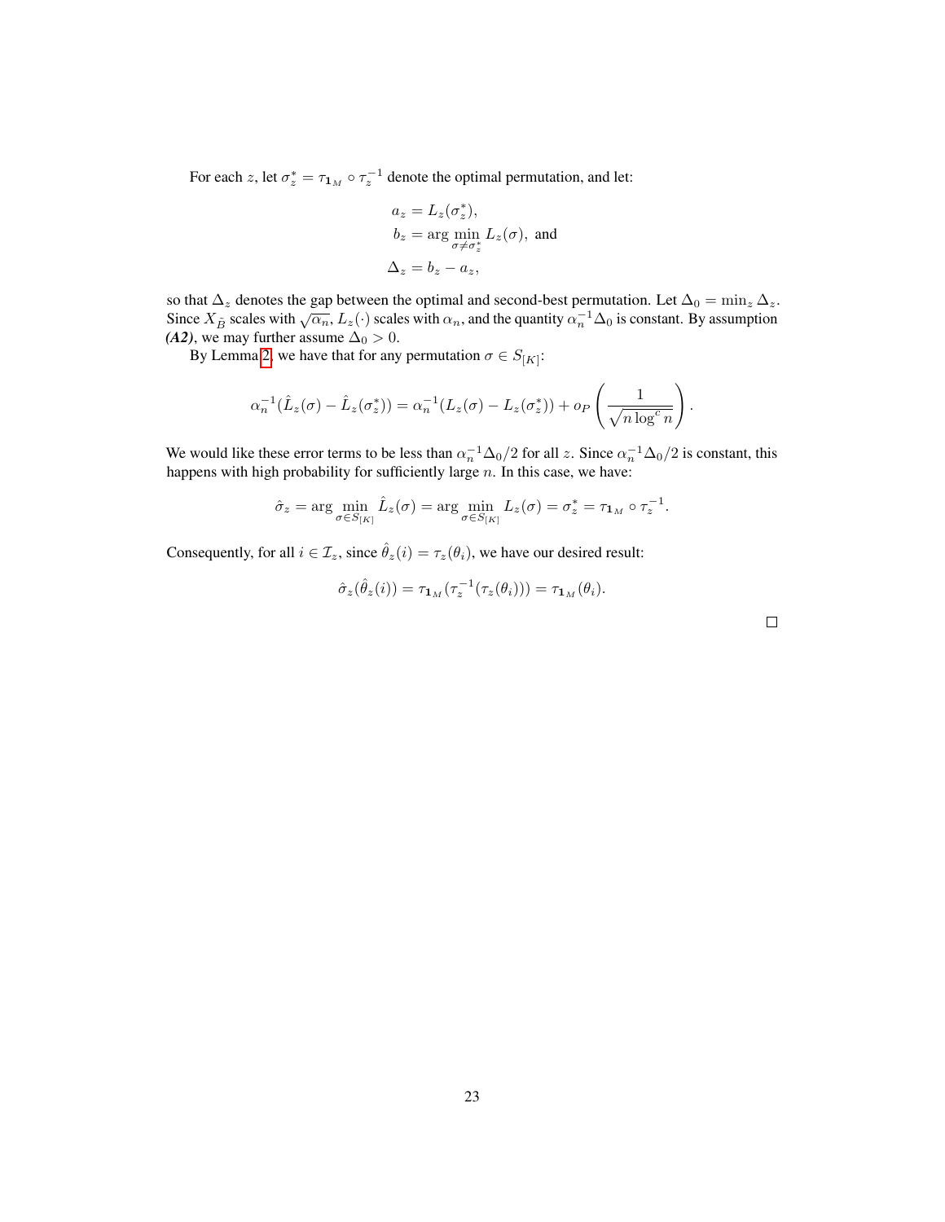For each $z$, let $\sigma_z^* = \tau_{\mathbf{1}_M} \circ \tau_z^{-1}$ denote the optimal permutation, and let:

$$
\begin{aligned}
a_z &= L_z(\sigma_z^*), \\
b_z &= \arg\min_{\sigma \neq \sigma_z^*} L_z(\sigma), \text{ and} \\
\Delta_z &= b_z - a_z,
\end{aligned}
$$

so that $\Delta_z$ denotes the gap between the optimal and second-best permutation. Let $\Delta_0 = \min_z \Delta_z$. Since $X_{\tilde{B}}$ scales with $\sqrt{\alpha_n}$, $L_z(\cdot)$ scales with $\alpha_n$, and the quantity $\alpha_n^{-1}\Delta_0$ is constant. By assumption ***(A2)***, we may further assume $\Delta_0 > 0$.

By Lemma 2, we have that for any permutation $\sigma \in S_{[K]}$:

$$
\alpha_n^{-1}(\hat{L}_z(\sigma) - \hat{L}_z(\sigma_z^*)) = \alpha_n^{-1}(L_z(\sigma) - L_z(\sigma_z^*)) + o_P\left(\frac{1}{\sqrt{n \log^c n}}\right).
$$

We would like these error terms to be less than $\alpha_n^{-1}\Delta_0/2$ for all $z$. Since $\alpha_n^{-1}\Delta_0/2$ is constant, this happens with high probability for sufficiently large $n$. In this case, we have:

$$
\hat{\sigma}_z = \arg\min_{\sigma \in S_{[K]}} \hat{L}_z(\sigma) = \arg\min_{\sigma \in S_{[K]}} L_z(\sigma) = \sigma_z^* = \tau_{\mathbf{1}_M} \circ \tau_z^{-1}.
$$

Consequently, for all $i \in \mathcal{I}_z$, since $\hat{\theta}_z(i) = \tau_z(\theta_i)$, we have our desired result:

$$
\hat{\sigma}_z(\hat{\theta}_z(i)) = \tau_{\mathbf{1}_M}(\tau_z^{-1}(\tau_z(\theta_i))) = \tau_{\mathbf{1}_M}(\theta_i).
$$

□